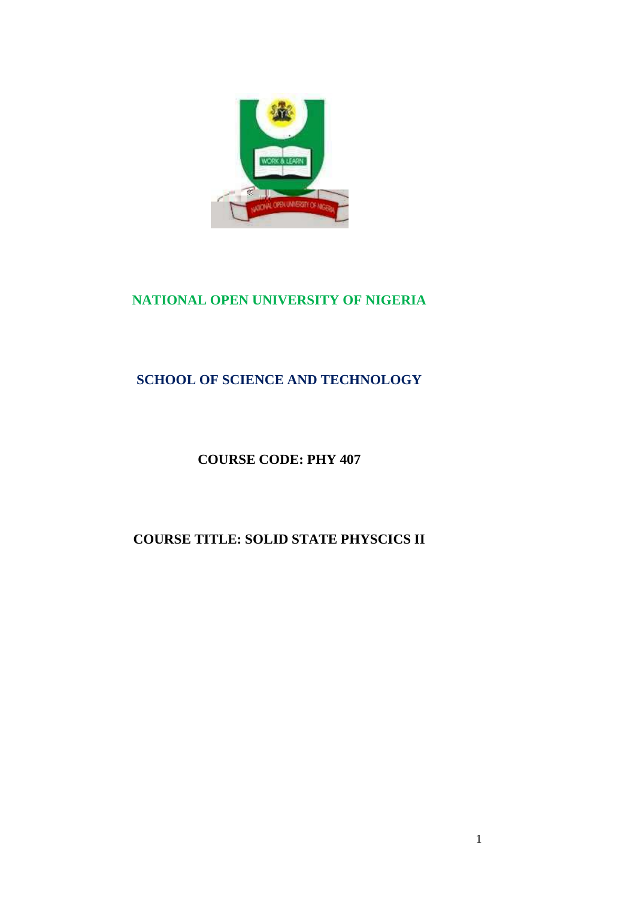# NATIONAL OPEN UNIVERSITY OF NIGERIA

## SCHOOL OF SCIENCE AND TECHNOLOGY

**COURSE CODE: PHY 407**

**COURSE TITLE: SOLID STATE PHYSCICS II**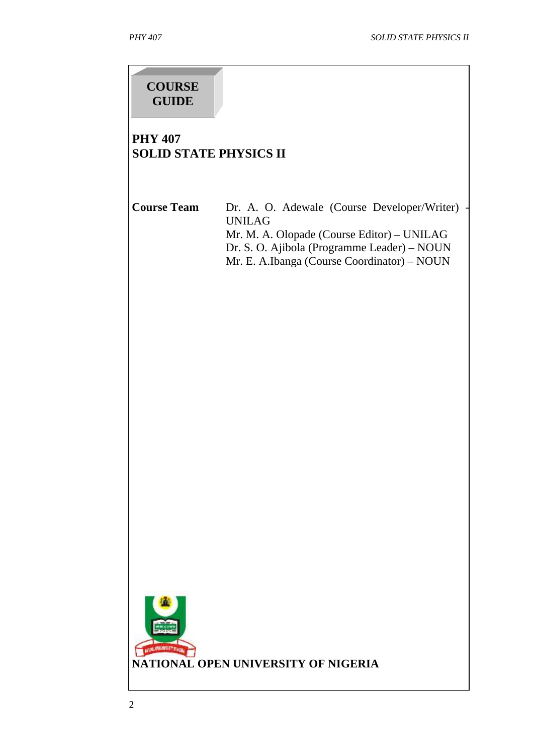**COURSE GUIDE**

# PHY 407
# SOLID STATE PHYSICS II

| | |
|---|---|
| **Course Team** | Dr. A. O. Adewale (Course Developer/Writer) - UNILAG |
| | Mr. M. A. Olopade (Course Editor) – UNILAG |
| | Dr. S. O. Ajibola (Programme Leader) – NOUN |
| | Mr. E. A.Ibanga (Course Coordinator) – NOUN |

**NATIONAL OPEN UNIVERSITY OF NIGERIA**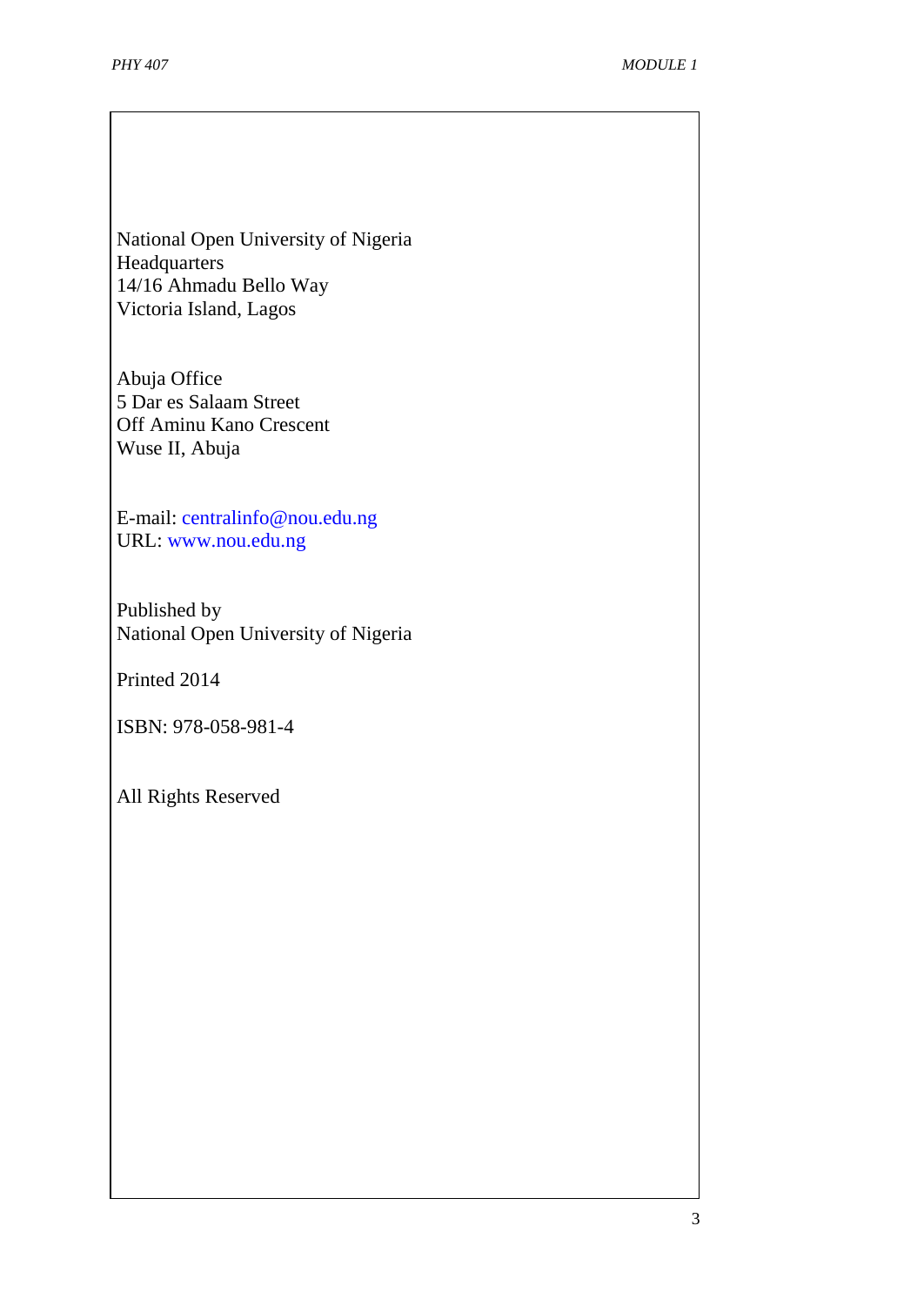National Open University of Nigeria
Headquarters
14/16 Ahmadu Bello Way
Victoria Island, Lagos

Abuja Office
5 Dar es Salaam Street
Off Aminu Kano Crescent
Wuse II, Abuja

E-mail: centralinfo@nou.edu.ng
URL: www.nou.edu.ng

Published by
National Open University of Nigeria

Printed 2014

ISBN: 978-058-981-4

All Rights Reserved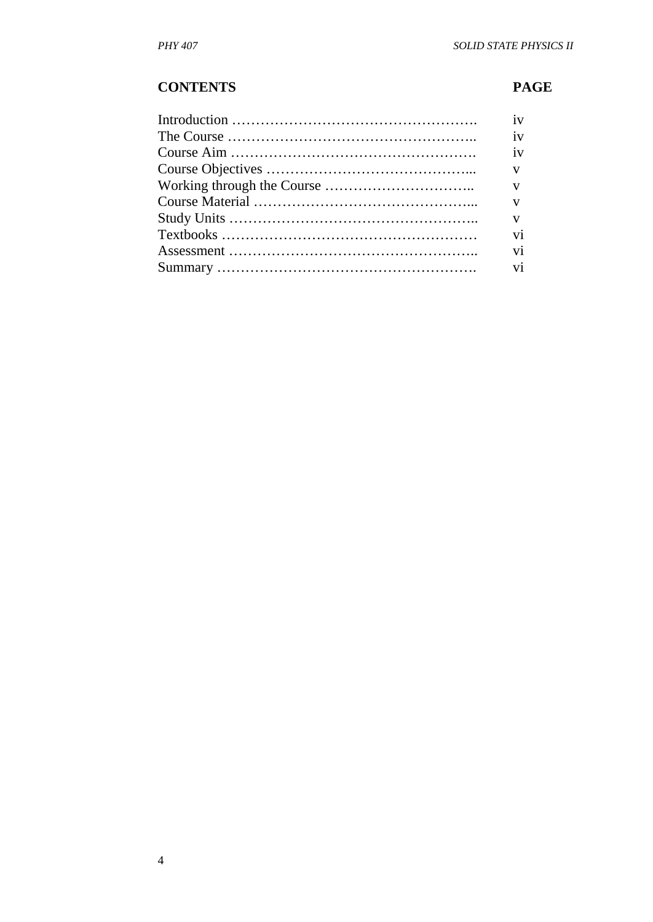| **CONTENTS** | **PAGE** |
| --- | --- |
| Introduction ……………………………………………. | iv |
| The Course …………………………………………….. | iv |
| Course Aim ……………………………………………. | iv |
| Course Objectives ……………………………………... | v |
| Working through the Course ………………………….. | v |
| Course Material ………………………………………... | v |
| Study Units …………………………………………….. | v |
| Textbooks ……………………………………………… | vi |
| Assessment …………………………………………….. | vi |
| Summary ………………………………………………. | vi |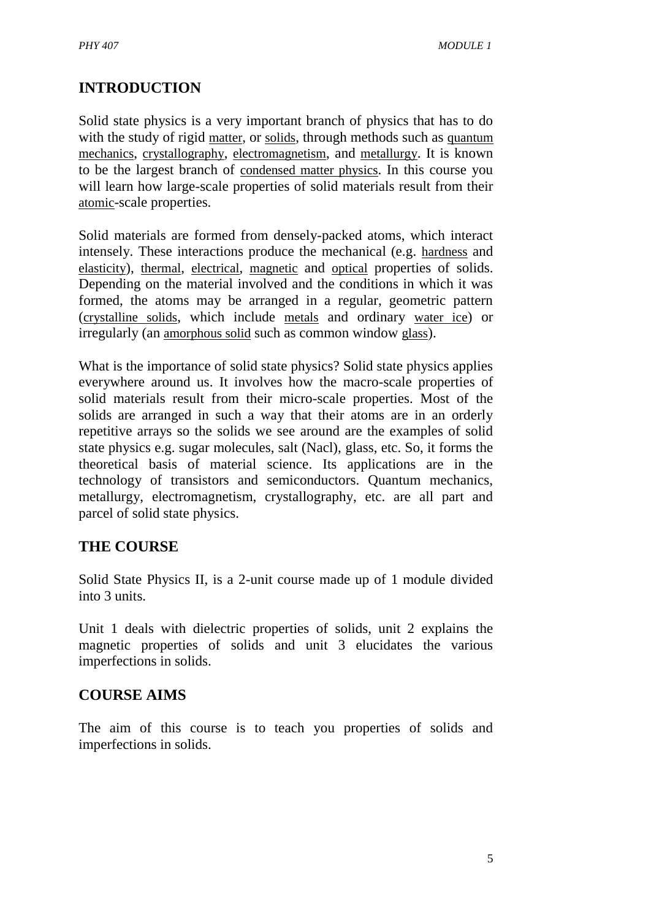## INTRODUCTION

Solid state physics is a very important branch of physics that has to do with the study of rigid matter, or solids, through methods such as quantum mechanics, crystallography, electromagnetism, and metallurgy. It is known to be the largest branch of condensed matter physics. In this course you will learn how large-scale properties of solid materials result from their atomic-scale properties.

Solid materials are formed from densely-packed atoms, which interact intensely. These interactions produce the mechanical (e.g. hardness and elasticity), thermal, electrical, magnetic and optical properties of solids. Depending on the material involved and the conditions in which it was formed, the atoms may be arranged in a regular, geometric pattern (crystalline solids, which include metals and ordinary water ice) or irregularly (an amorphous solid such as common window glass).

What is the importance of solid state physics? Solid state physics applies everywhere around us. It involves how the macro-scale properties of solid materials result from their micro-scale properties. Most of the solids are arranged in such a way that their atoms are in an orderly repetitive arrays so the solids we see around are the examples of solid state physics e.g. sugar molecules, salt (Nacl), glass, etc. So, it forms the theoretical basis of material science. Its applications are in the technology of transistors and semiconductors. Quantum mechanics, metallurgy, electromagnetism, crystallography, etc. are all part and parcel of solid state physics.

## THE COURSE

Solid State Physics II, is a 2-unit course made up of 1 module divided into 3 units.

Unit 1 deals with dielectric properties of solids, unit 2 explains the magnetic properties of solids and unit 3 elucidates the various imperfections in solids.

## COURSE AIMS

The aim of this course is to teach you properties of solids and imperfections in solids.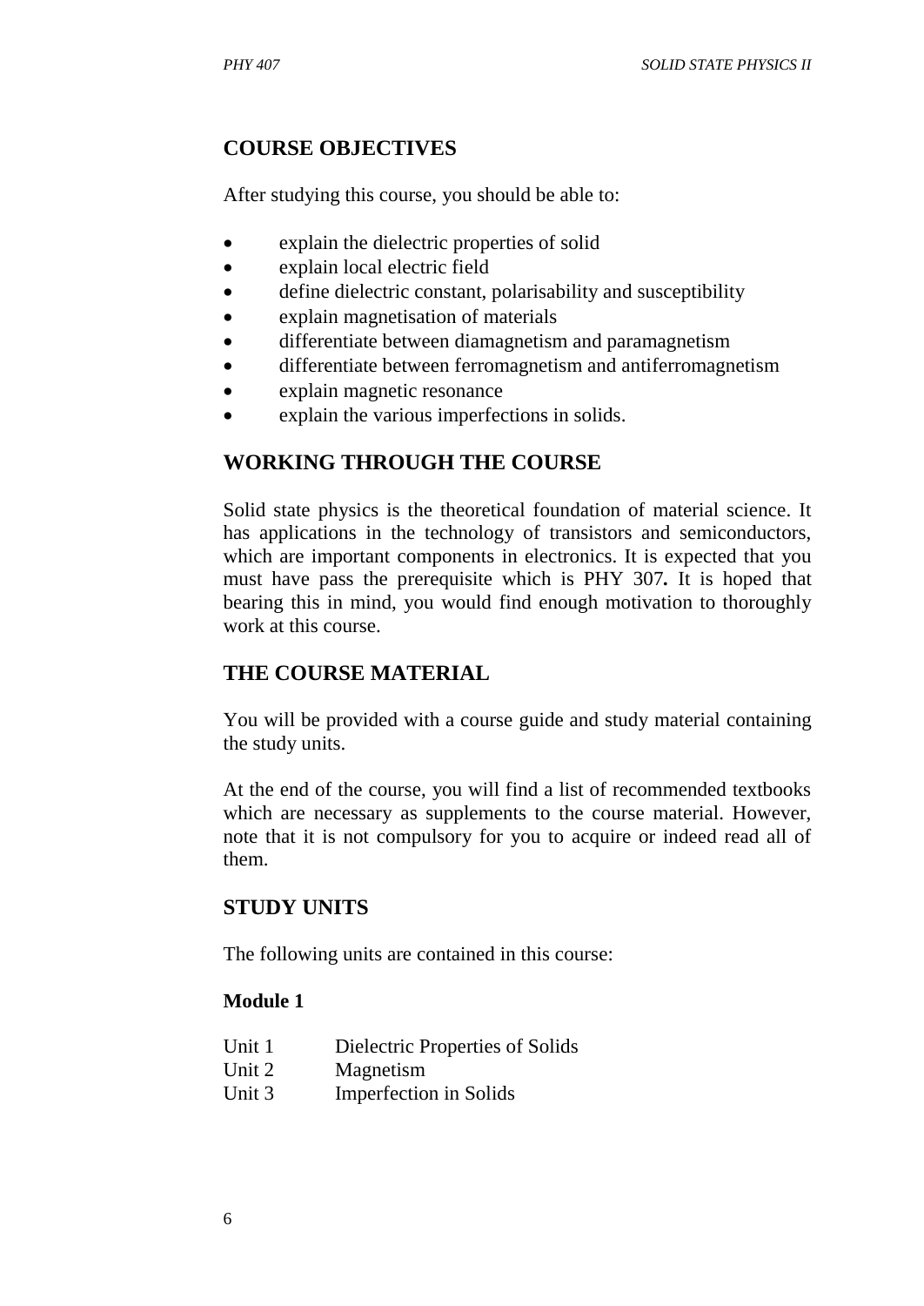## COURSE OBJECTIVES

After studying this course, you should be able to:

- explain the dielectric properties of solid
- explain local electric field
- define dielectric constant, polarisability and susceptibility
- explain magnetisation of materials
- differentiate between diamagnetism and paramagnetism
- differentiate between ferromagnetism and antiferromagnetism
- explain magnetic resonance
- explain the various imperfections in solids.

## WORKING THROUGH THE COURSE

Solid state physics is the theoretical foundation of material science. It has applications in the technology of transistors and semiconductors, which are important components in electronics. It is expected that you must have pass the prerequisite which is PHY 307**.** It is hoped that bearing this in mind, you would find enough motivation to thoroughly work at this course.

## THE COURSE MATERIAL

You will be provided with a course guide and study material containing the study units.

At the end of the course, you will find a list of recommended textbooks which are necessary as supplements to the course material. However, note that it is not compulsory for you to acquire or indeed read all of them.

## STUDY UNITS

The following units are contained in this course:

**Module 1**

Unit 1 Dielectric Properties of Solids
Unit 2 Magnetism
Unit 3 Imperfection in Solids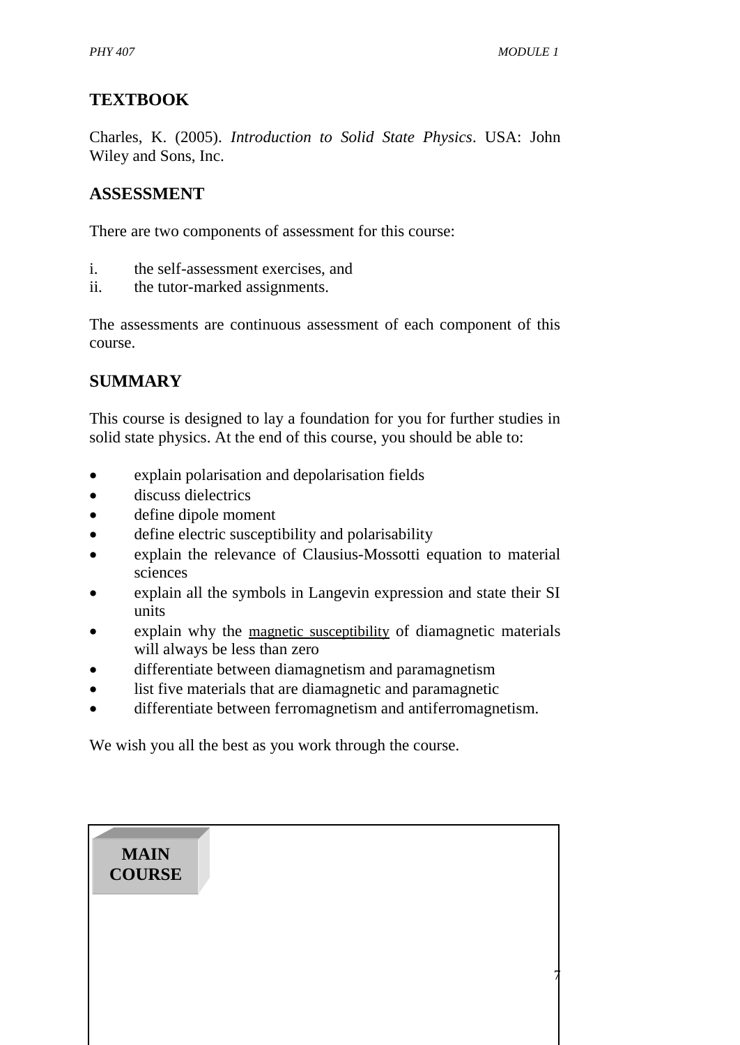## TEXTBOOK

Charles, K. (2005). *Introduction to Solid State Physics*. USA: John Wiley and Sons, Inc.

## ASSESSMENT

There are two components of assessment for this course:

i. the self-assessment exercises, and
ii. the tutor-marked assignments.

The assessments are continuous assessment of each component of this course.

## SUMMARY

This course is designed to lay a foundation for you for further studies in solid state physics. At the end of this course, you should be able to:

- explain polarisation and depolarisation fields
- discuss dielectrics
- define dipole moment
- define electric susceptibility and polarisability
- explain the relevance of Clausius-Mossotti equation to material sciences
- explain all the symbols in Langevin expression and state their SI units
- explain why the magnetic susceptibility of diamagnetic materials will always be less than zero
- differentiate between diamagnetism and paramagnetism
- list five materials that are diamagnetic and paramagnetic
- differentiate between ferromagnetism and antiferromagnetism.

We wish you all the best as you work through the course.

**MAIN COURSE**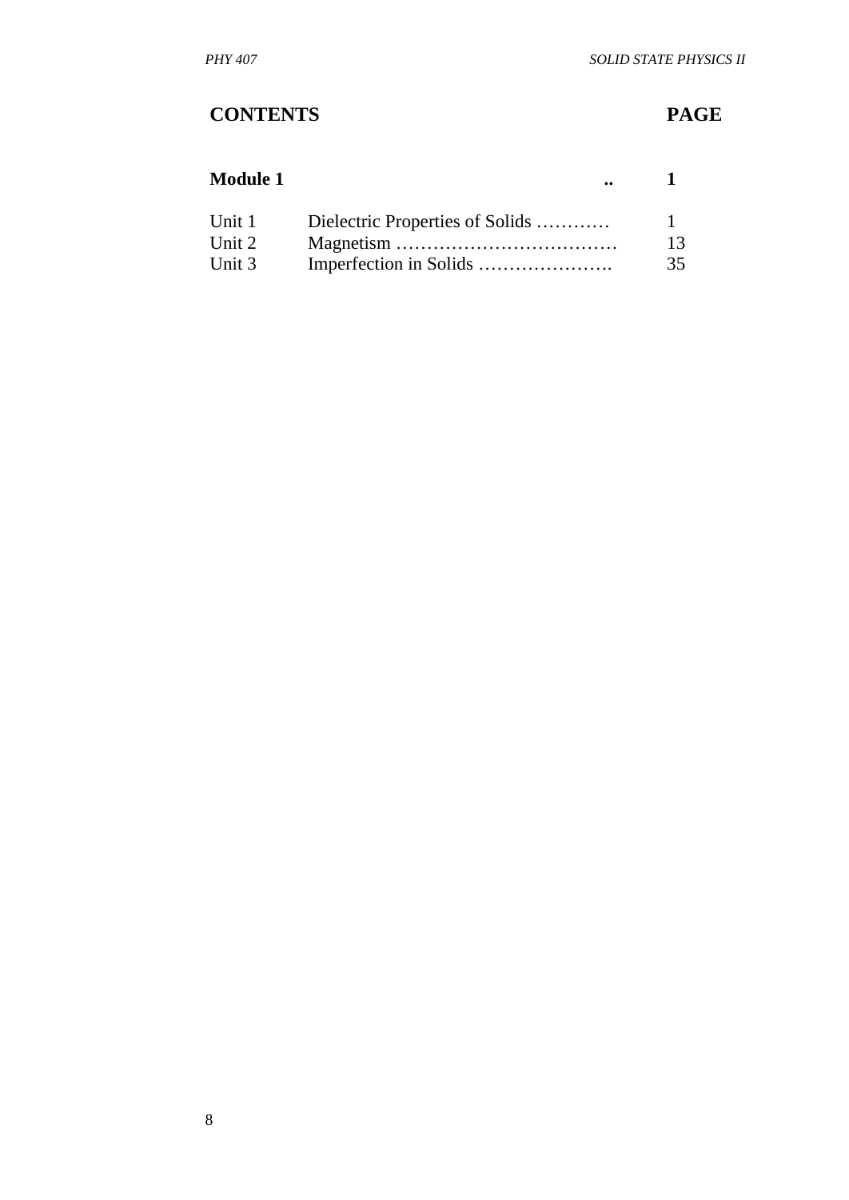## CONTENTS PAGE

| CONTENTS | | PAGE |
|---|---|---|
| **Module 1** | .. | **1** |
| Unit 1 | Dielectric Properties of Solids ………… | 1 |
| Unit 2 | Magnetism ……………………………… | 13 |
| Unit 3 | Imperfection in Solids …………………. | 35 |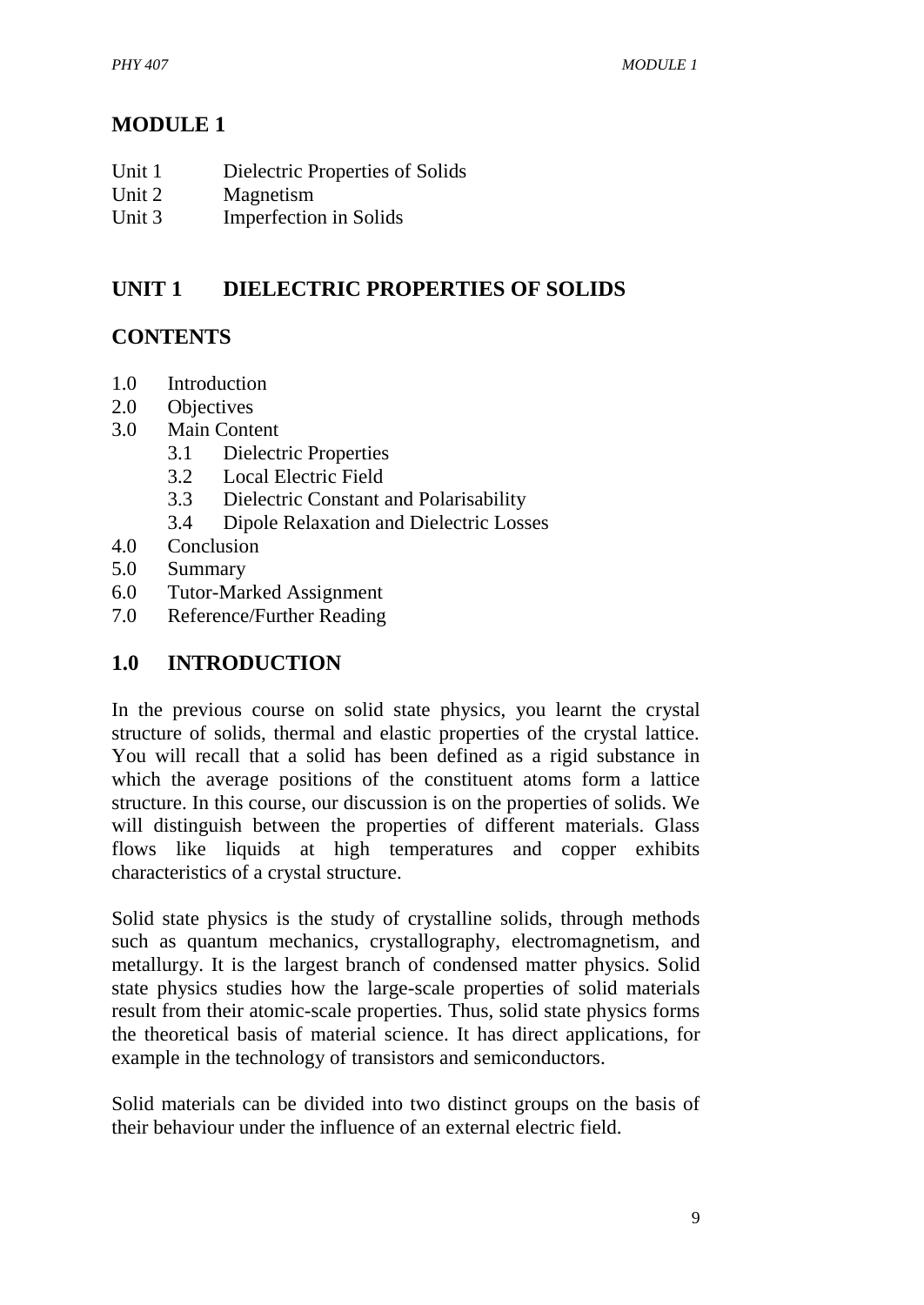# MODULE 1

| | |
|---|---|
| Unit 1 | Dielectric Properties of Solids |
| Unit 2 | Magnetism |
| Unit 3 | Imperfection in Solids |

## UNIT 1 DIELECTRIC PROPERTIES OF SOLIDS

### CONTENTS

- 1.0 Introduction
- 2.0 Objectives
- 3.0 Main Content
  - 3.1 Dielectric Properties
  - 3.2 Local Electric Field
  - 3.3 Dielectric Constant and Polarisability
  - 3.4 Dipole Relaxation and Dielectric Losses
- 4.0 Conclusion
- 5.0 Summary
- 6.0 Tutor-Marked Assignment
- 7.0 Reference/Further Reading

## 1.0 INTRODUCTION

In the previous course on solid state physics, you learnt the crystal structure of solids, thermal and elastic properties of the crystal lattice. You will recall that a solid has been defined as a rigid substance in which the average positions of the constituent atoms form a lattice structure. In this course, our discussion is on the properties of solids. We will distinguish between the properties of different materials. Glass flows like liquids at high temperatures and copper exhibits characteristics of a crystal structure.

Solid state physics is the study of crystalline solids, through methods such as quantum mechanics, crystallography, electromagnetism, and metallurgy. It is the largest branch of condensed matter physics. Solid state physics studies how the large-scale properties of solid materials result from their atomic-scale properties. Thus, solid state physics forms the theoretical basis of material science. It has direct applications, for example in the technology of transistors and semiconductors.

Solid materials can be divided into two distinct groups on the basis of their behaviour under the influence of an external electric field.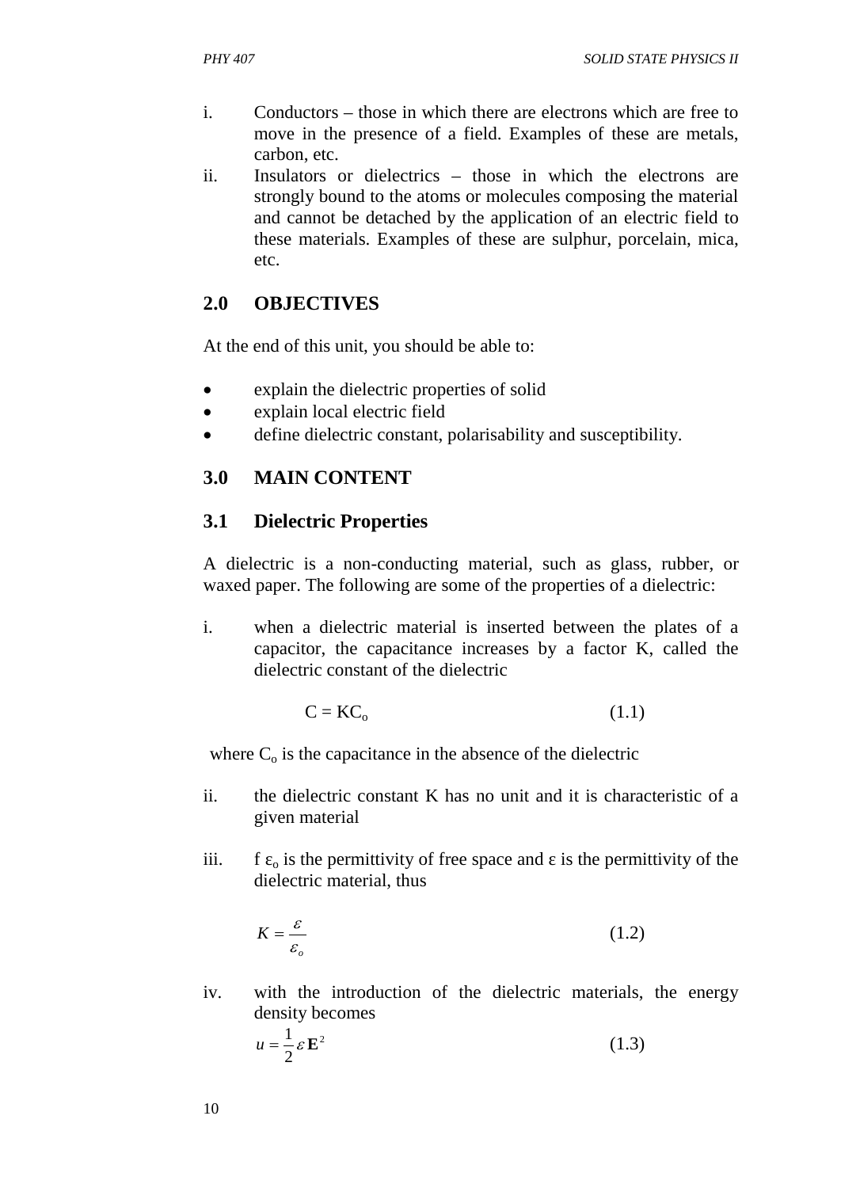i. Conductors – those in which there are electrons which are free to move in the presence of a field. Examples of these are metals, carbon, etc.
ii. Insulators or dielectrics – those in which the electrons are strongly bound to the atoms or molecules composing the material and cannot be detached by the application of an electric field to these materials. Examples of these are sulphur, porcelain, mica, etc.

## 2.0 OBJECTIVES

At the end of this unit, you should be able to:

- explain the dielectric properties of solid
- explain local electric field
- define dielectric constant, polarisability and susceptibility.

## 3.0 MAIN CONTENT

### 3.1 Dielectric Properties

A dielectric is a non-conducting material, such as glass, rubber, or waxed paper. The following are some of the properties of a dielectric:

i. when a dielectric material is inserted between the plates of a capacitor, the capacitance increases by a factor K, called the dielectric constant of the dielectric

$$C = KC_o \tag{1.1}$$

where $C_o$ is the capacitance in the absence of the dielectric

ii. the dielectric constant K has no unit and it is characteristic of a given material

iii. f $\varepsilon_o$ is the permittivity of free space and $\varepsilon$ is the permittivity of the dielectric material, thus

$$K = \frac{\varepsilon}{\varepsilon_o} \tag{1.2}$$

iv. with the introduction of the dielectric materials, the energy density becomes

$$u = \frac{1}{2}\varepsilon \mathbf{E}^2 \tag{1.3}$$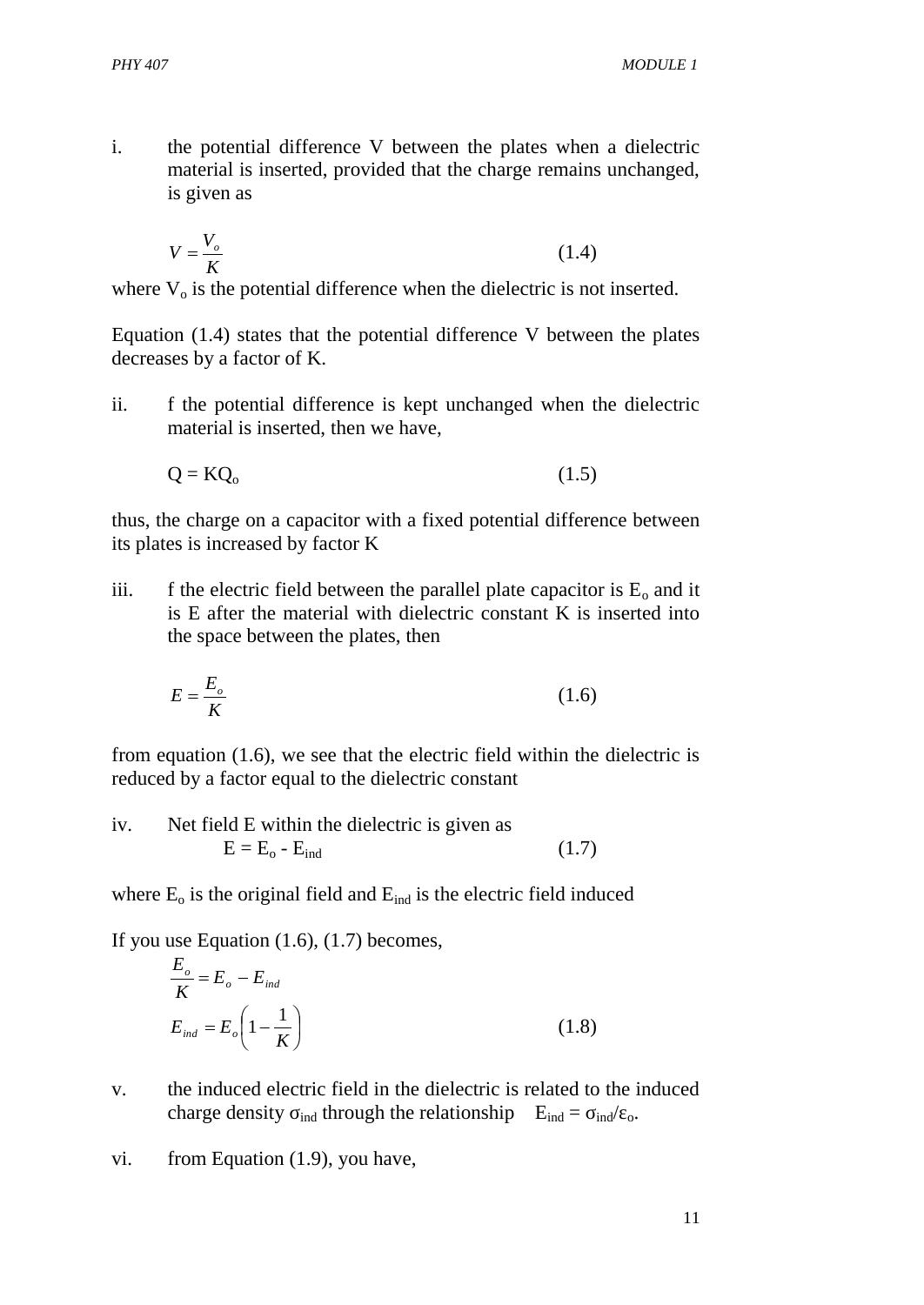i. the potential difference V between the plates when a dielectric material is inserted, provided that the charge remains unchanged, is given as

$$V = \frac{V_o}{K} \qquad (1.4)$$

where $V_o$ is the potential difference when the dielectric is not inserted.

Equation (1.4) states that the potential difference V between the plates decreases by a factor of K.

ii. f the potential difference is kept unchanged when the dielectric material is inserted, then we have,

$$Q = KQ_o \qquad (1.5)$$

thus, the charge on a capacitor with a fixed potential difference between its plates is increased by factor K

iii. f the electric field between the parallel plate capacitor is $E_o$ and it is E after the material with dielectric constant K is inserted into the space between the plates, then

$$E = \frac{E_o}{K} \qquad (1.6)$$

from equation (1.6), we see that the electric field within the dielectric is reduced by a factor equal to the dielectric constant

iv. Net field E within the dielectric is given as

$$E = E_o - E_{ind} \qquad (1.7)$$

where $E_o$ is the original field and $E_{ind}$ is the electric field induced

If you use Equation (1.6), (1.7) becomes,

$$\frac{E_o}{K} = E_o - E_{ind}$$

$$E_{ind} = E_o\left(1 - \frac{1}{K}\right) \qquad (1.8)$$

v. the induced electric field in the dielectric is related to the induced charge density $\sigma_{ind}$ through the relationship $E_{ind} = \sigma_{ind}/\varepsilon_o$.

vi. from Equation (1.9), you have,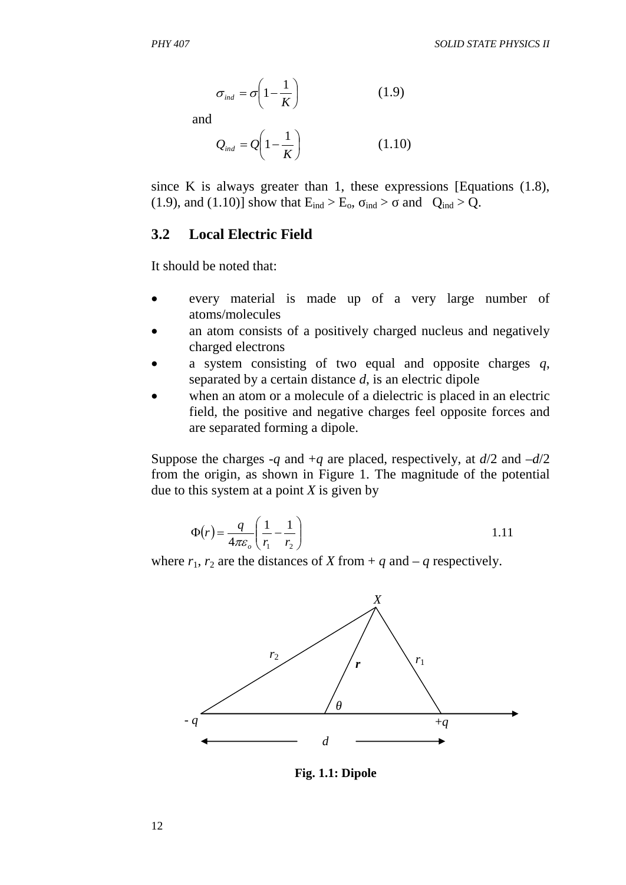$$\sigma_{ind} = \sigma\left(1 - \frac{1}{K}\right) \qquad (1.9)$$

and

$$Q_{ind} = Q\left(1 - \frac{1}{K}\right) \qquad (1.10)$$

since K is always greater than 1, these expressions [Equations (1.8), (1.9), and (1.10)] show that $E_{ind} > E_o$, $\sigma_{ind} > \sigma$ and $Q_{ind} > Q$.

## 3.2 Local Electric Field

It should be noted that:

- every material is made up of a very large number of atoms/molecules
- an atom consists of a positively charged nucleus and negatively charged electrons
- a system consisting of two equal and opposite charges *q*, separated by a certain distance *d*, is an electric dipole
- when an atom or a molecule of a dielectric is placed in an electric field, the positive and negative charges feel opposite forces and are separated forming a dipole.

Suppose the charges -*q* and +*q* are placed, respectively, at *d*/2 and –*d*/2 from the origin, as shown in Figure 1. The magnitude of the potential due to this system at a point *X* is given by

$$\Phi(r) = \frac{q}{4\pi\varepsilon_o}\left(\frac{1}{r_1} - \frac{1}{r_2}\right) \qquad 1.11$$

where $r_1$, $r_2$ are the distances of *X* from + *q* and – *q* respectively.

**Fig. 1.1: Dipole**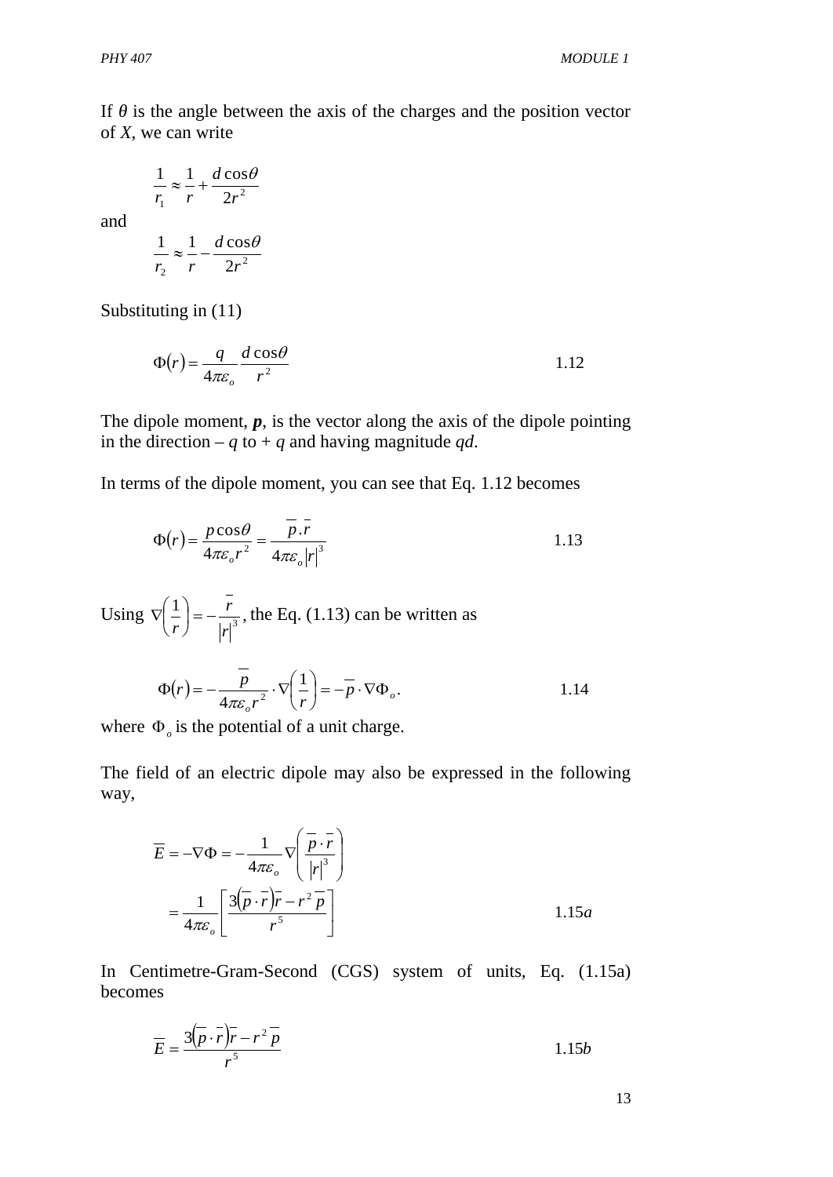If $\theta$ is the angle between the axis of the charges and the position vector of *X*, we can write

$$\frac{1}{r_1} \approx \frac{1}{r} + \frac{d\cos\theta}{2r^2}$$

and

$$\frac{1}{r_2} \approx \frac{1}{r} - \frac{d\cos\theta}{2r^2}$$

Substituting in (11)

$$\Phi(r) = \frac{q}{4\pi\varepsilon_o}\frac{d\cos\theta}{r^2} \qquad 1.12$$

The dipole moment, ***p***, is the vector along the axis of the dipole pointing in the direction – *q* to + *q* and having magnitude *qd*.

In terms of the dipole moment, you can see that Eq. 1.12 becomes

$$\Phi(r) = \frac{p\cos\theta}{4\pi\varepsilon_o r^2} = \frac{\overline{p}.\overline{r}}{4\pi\varepsilon_o |r|^3} \qquad 1.13$$

Using $\nabla\left(\frac{1}{r}\right) = -\frac{\overline{r}}{|r|^3}$, the Eq. (1.13) can be written as

$$\Phi(r) = -\frac{\overline{p}}{4\pi\varepsilon_o r^2}\cdot\nabla\left(\frac{1}{r}\right) = -\overline{p}\cdot\nabla\Phi_o. \qquad 1.14$$

where $\Phi_o$ is the potential of a unit charge.

The field of an electric dipole may also be expressed in the following way,

$$\overline{E} = -\nabla\Phi = -\frac{1}{4\pi\varepsilon_o}\nabla\left(\frac{\overline{p}\cdot\overline{r}}{|r|^3}\right)$$

$$= \frac{1}{4\pi\varepsilon_o}\left[\frac{3(\overline{p}\cdot\overline{r})\overline{r} - r^2\,\overline{p}}{r^5}\right] \qquad 1.15a$$

In Centimetre-Gram-Second (CGS) system of units, Eq. (1.15a) becomes

$$\overline{E} = \frac{3(\overline{p}\cdot\overline{r})\overline{r} - r^2\,\overline{p}}{r^5} \qquad 1.15b$$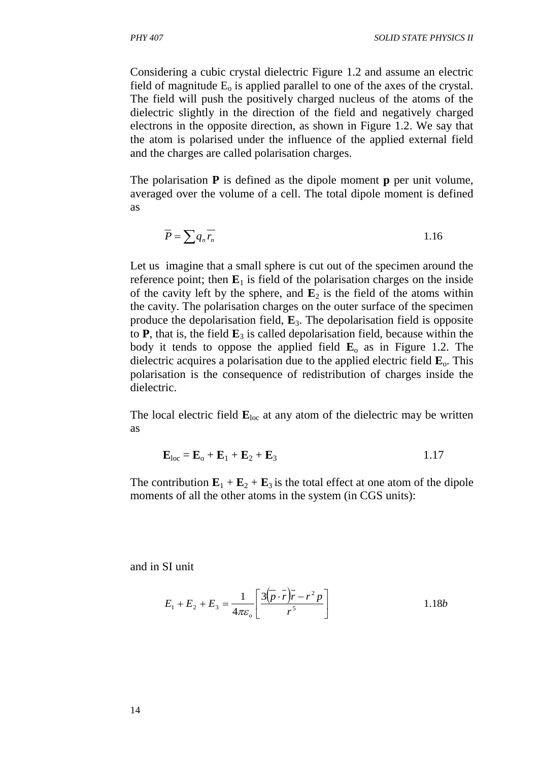Considering a cubic crystal dielectric Figure 1.2 and assume an electric field of magnitude $E_o$ is applied parallel to one of the axes of the crystal. The field will push the positively charged nucleus of the atoms of the dielectric slightly in the direction of the field and negatively charged electrons in the opposite direction, as shown in Figure 1.2. We say that the atom is polarised under the influence of the applied external field and the charges are called polarisation charges.

The polarisation **P** is defined as the dipole moment **p** per unit volume, averaged over the volume of a cell. The total dipole moment is defined as

$$\overline{P} = \sum q_n \overline{r_n} \qquad 1.16$$

Let us imagine that a small sphere is cut out of the specimen around the reference point; then $\mathbf{E}_1$ is field of the polarisation charges on the inside of the cavity left by the sphere, and $\mathbf{E}_2$ is the field of the atoms within the cavity. The polarisation charges on the outer surface of the specimen produce the depolarisation field, $\mathbf{E}_3$. The depolarisation field is opposite to **P**, that is, the field $\mathbf{E}_3$ is called depolarisation field, because within the body it tends to oppose the applied field $\mathbf{E}_o$ as in Figure 1.2. The dielectric acquires a polarisation due to the applied electric field $\mathbf{E}_o$. This polarisation is the consequence of redistribution of charges inside the dielectric.

The local electric field $\mathbf{E}_{loc}$ at any atom of the dielectric may be written as

$$\mathbf{E}_{loc} = \mathbf{E}_o + \mathbf{E}_1 + \mathbf{E}_2 + \mathbf{E}_3 \qquad 1.17$$

The contribution $\mathbf{E}_1 + \mathbf{E}_2 + \mathbf{E}_3$ is the total effect at one atom of the dipole moments of all the other atoms in the system (in CGS units):

and in SI unit

$$E_1 + E_2 + E_3 = \frac{1}{4\pi\varepsilon_o}\left[\frac{3\left(\overline{p}\cdot\overline{r}\right)\overline{r} - r^2 p}{r^5}\right] \qquad 1.18b$$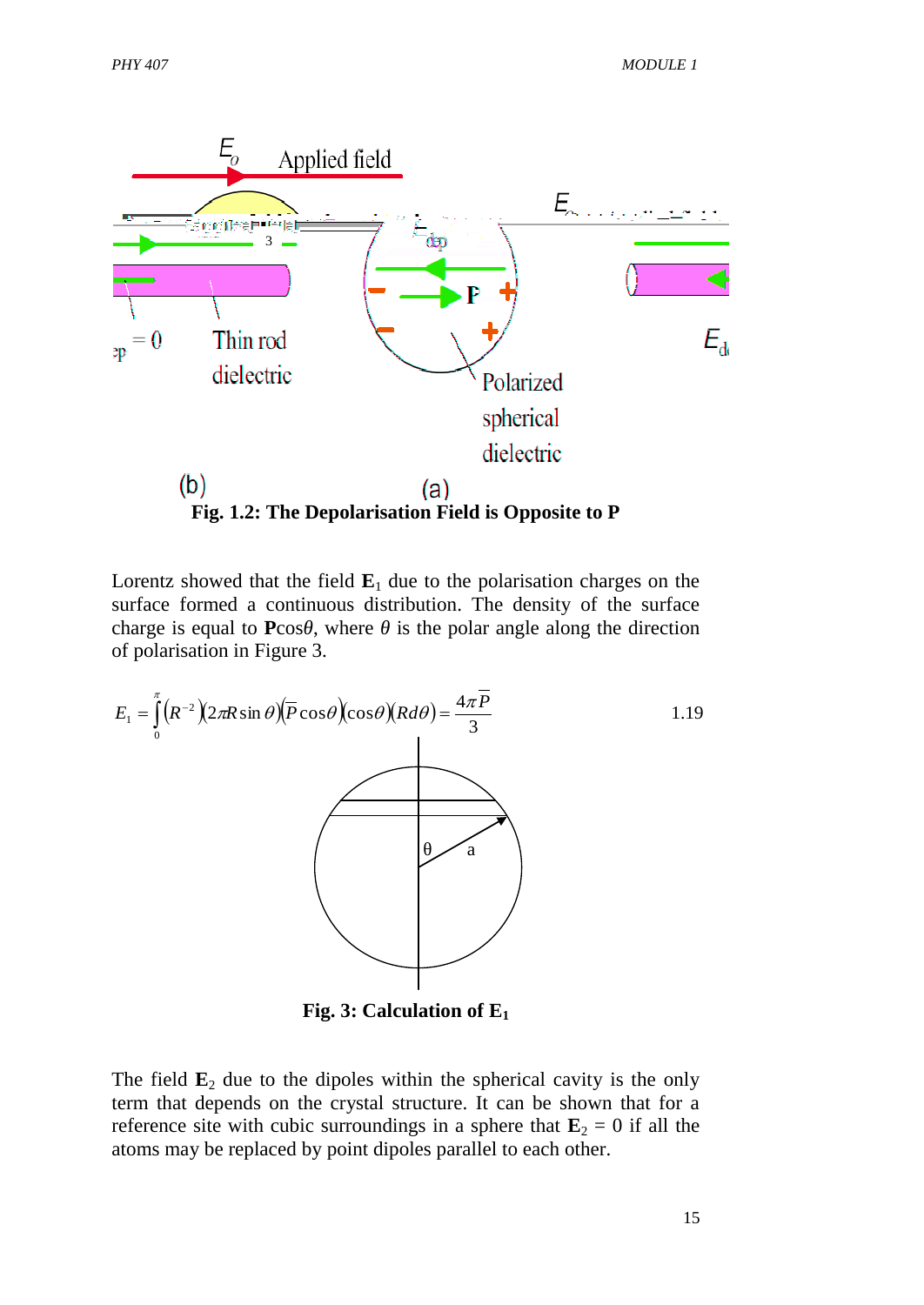Fig. 1.2: **The Depolarisation Field is Opposite to P**

Lorentz showed that the field $\mathbf{E}_1$ due to the polarisation charges on the surface formed a continuous distribution. The density of the surface charge is equal to $\mathbf{P}\cos\theta$, where $\theta$ is the polar angle along the direction of polarisation in Figure 3.

$$E_1 = \int_0^{\pi} \left(R^{-2}\right)\left(2\pi R\sin\theta\right)\left(\overline{P}\cos\theta\right)\left(\cos\theta\right)\left(Rd\theta\right) = \frac{4\pi\overline{P}}{3} \qquad 1.19$$

**Fig. 3: Calculation of $\mathbf{E}_1$**

The field $\mathbf{E}_2$ due to the dipoles within the spherical cavity is the only term that depends on the crystal structure. It can be shown that for a reference site with cubic surroundings in a sphere that $\mathbf{E}_2 = 0$ if all the atoms may be replaced by point dipoles parallel to each other.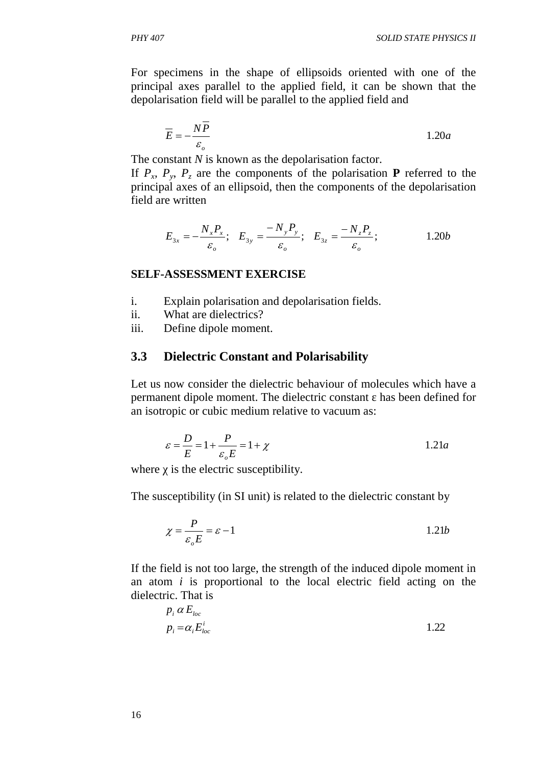For specimens in the shape of ellipsoids oriented with one of the principal axes parallel to the applied field, it can be shown that the depolarisation field will be parallel to the applied field and

$$\overline{E} = -\frac{N\overline{P}}{\varepsilon_o} \qquad 1.20a$$

The constant $N$ is known as the depolarisation factor.

If $P_x$, $P_y$, $P_z$ are the components of the polarisation **P** referred to the principal axes of an ellipsoid, then the components of the depolarisation field are written

$$E_{3x} = -\frac{N_x P_x}{\varepsilon_o}; \quad E_{3y} = \frac{-N_y P_y}{\varepsilon_o}; \quad E_{3z} = \frac{-N_z P_z}{\varepsilon_o}; \qquad 1.20b$$

**SELF-ASSESSMENT EXERCISE**

i. Explain polarisation and depolarisation fields.
ii. What are dielectrics?
iii. Define dipole moment.

## 3.3 Dielectric Constant and Polarisability

Let us now consider the dielectric behaviour of molecules which have a permanent dipole moment. The dielectric constant ε has been defined for an isotropic or cubic medium relative to vacuum as:

$$\varepsilon = \frac{D}{E} = 1 + \frac{P}{\varepsilon_o E} = 1 + \chi \qquad 1.21a$$

where χ is the electric susceptibility.

The susceptibility (in SI unit) is related to the dielectric constant by

$$\chi = \frac{P}{\varepsilon_o E} = \varepsilon - 1 \qquad 1.21b$$

If the field is not too large, the strength of the induced dipole moment in an atom $i$ is proportional to the local electric field acting on the dielectric. That is

$$p_i \propto E_{loc}$$

$$p_i = \alpha_i E_{loc}^i \qquad 1.22$$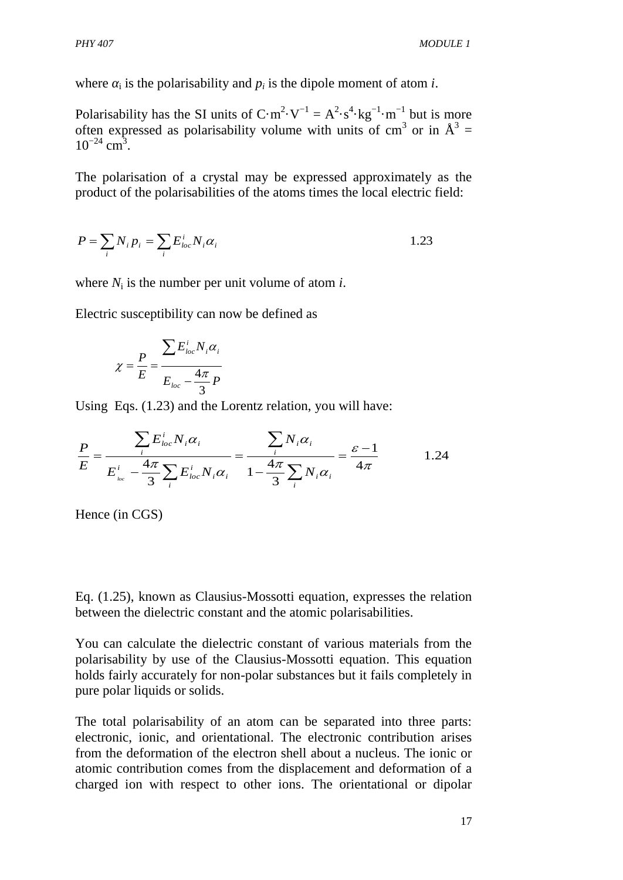where $\alpha_i$ is the polarisability and $p_i$ is the dipole moment of atom *i*.

Polarisability has the SI units of $C{\cdot}m^2{\cdot}V^{-1} = A^2{\cdot}s^4{\cdot}kg^{-1}{\cdot}m^{-1}$ but is more often expressed as polarisability volume with units of $cm^3$ or in $Å^3 = 10^{-24}\ cm^3$.

The polarisation of a crystal may be expressed approximately as the product of the polarisabilities of the atoms times the local electric field:

$$P = \sum_i N_i p_i = \sum_i E^i_{loc} N_i \alpha_i \qquad 1.23$$

where $N_i$ is the number per unit volume of atom *i*.

Electric susceptibility can now be defined as

$$\chi = \frac{P}{E} = \frac{\sum E^i_{loc} N_i \alpha_i}{E_{loc} - \frac{4\pi}{3} P}$$

Using Eqs. (1.23) and the Lorentz relation, you will have:

$$\frac{P}{E} = \frac{\sum_i E^i_{loc} N_i \alpha_i}{E^i_{loc} - \frac{4\pi}{3} \sum_i E^i_{loc} N_i \alpha_i} = \frac{\sum_i N_i \alpha_i}{1 - \frac{4\pi}{3} \sum_i N_i \alpha_i} = \frac{\varepsilon - 1}{4\pi} \qquad 1.24$$

Hence (in CGS)

Eq. (1.25), known as Clausius-Mossotti equation, expresses the relation between the dielectric constant and the atomic polarisabilities.

You can calculate the dielectric constant of various materials from the polarisability by use of the Clausius-Mossotti equation. This equation holds fairly accurately for non-polar substances but it fails completely in pure polar liquids or solids.

The total polarisability of an atom can be separated into three parts: electronic, ionic, and orientational. The electronic contribution arises from the deformation of the electron shell about a nucleus. The ionic or atomic contribution comes from the displacement and deformation of a charged ion with respect to other ions. The orientational or dipolar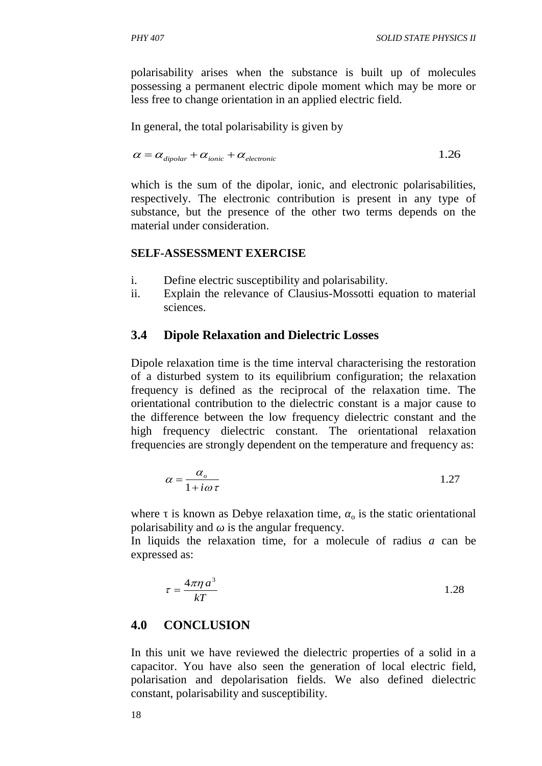polarisability arises when the substance is built up of molecules possessing a permanent electric dipole moment which may be more or less free to change orientation in an applied electric field.

In general, the total polarisability is given by

$$\alpha = \alpha_{dipolar} + \alpha_{ionic} + \alpha_{electronic} \qquad 1.26$$

which is the sum of the dipolar, ionic, and electronic polarisabilities, respectively. The electronic contribution is present in any type of substance, but the presence of the other two terms depends on the material under consideration.

**SELF-ASSESSMENT EXERCISE**

i. Define electric susceptibility and polarisability.
ii. Explain the relevance of Clausius-Mossotti equation to material sciences.

## 3.4 Dipole Relaxation and Dielectric Losses

Dipole relaxation time is the time interval characterising the restoration of a disturbed system to its equilibrium configuration; the relaxation frequency is defined as the reciprocal of the relaxation time. The orientational contribution to the dielectric constant is a major cause to the difference between the low frequency dielectric constant and the high frequency dielectric constant. The orientational relaxation frequencies are strongly dependent on the temperature and frequency as:

$$\alpha = \frac{\alpha_o}{1 + i\omega\tau} \qquad 1.27$$

where $\tau$ is known as Debye relaxation time, $\alpha_o$ is the static orientational polarisability and $\omega$ is the angular frequency.
In liquids the relaxation time, for a molecule of radius *a* can be expressed as:

$$\tau = \frac{4\pi\eta a^3}{kT} \qquad 1.28$$

## 4.0 CONCLUSION

In this unit we have reviewed the dielectric properties of a solid in a capacitor. You have also seen the generation of local electric field, polarisation and depolarisation fields. We also defined dielectric constant, polarisability and susceptibility.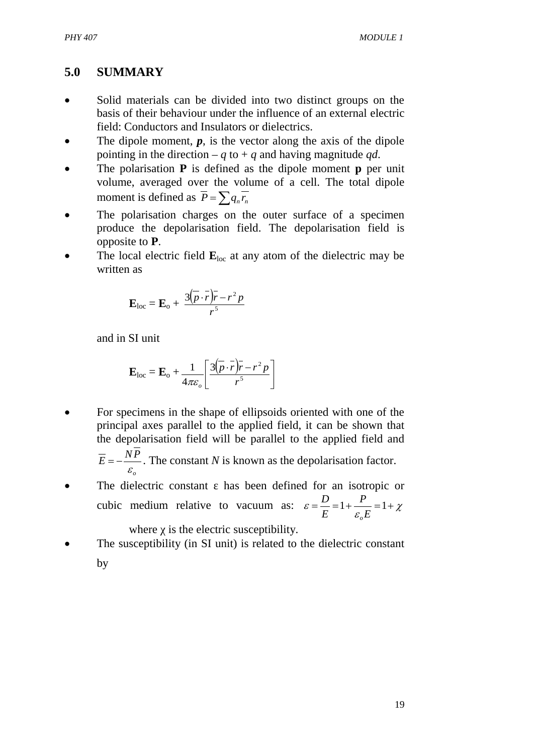## 5.0 SUMMARY

- Solid materials can be divided into two distinct groups on the basis of their behaviour under the influence of an external electric field: Conductors and Insulators or dielectrics.
- The dipole moment, ***p***, is the vector along the axis of the dipole pointing in the direction – $q$ to + $q$ and having magnitude $qd$.
- The polarisation **P** is defined as the dipole moment **p** per unit volume, averaged over the volume of a cell. The total dipole moment is defined as $\overline{P} = \sum q_n \overline{r_n}$
- The polarisation charges on the outer surface of a specimen produce the depolarisation field. The depolarisation field is opposite to **P**.
- The local electric field $\mathbf{E}_{loc}$ at any atom of the dielectric may be written as

$$\mathbf{E}_{loc} = \mathbf{E}_o + \frac{3(\overline{p} \cdot \overline{r})\overline{r} - r^2 p}{r^5}$$

and in SI unit

$$\mathbf{E}_{loc} = \mathbf{E}_o + \frac{1}{4\pi\varepsilon_o}\left[\frac{3(\overline{p} \cdot \overline{r})\overline{r} - r^2 p}{r^5}\right]$$

- For specimens in the shape of ellipsoids oriented with one of the principal axes parallel to the applied field, it can be shown that the depolarisation field will be parallel to the applied field and $\overline{E} = -\frac{N\overline{P}}{\varepsilon_o}$. The constant $N$ is known as the depolarisation factor.
- The dielectric constant ε has been defined for an isotropic or cubic medium relative to vacuum as: $\varepsilon = \frac{D}{E} = 1 + \frac{P}{\varepsilon_o E} = 1 + \chi$

  where χ is the electric susceptibility.
- The susceptibility (in SI unit) is related to the dielectric constant by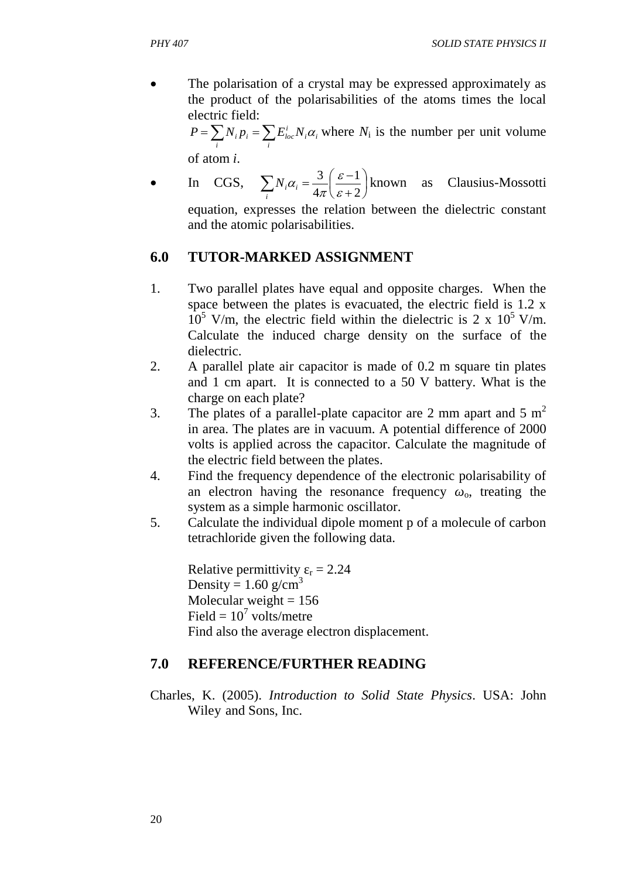- The polarisation of a crystal may be expressed approximately as the product of the polarisabilities of the atoms times the local electric field:
  $P = \sum_i N_i p_i = \sum_i E^i_{loc} N_i \alpha_i$ where $N_i$ is the number per unit volume of atom *i*.
- In CGS, $\sum_i N_i \alpha_i = \frac{3}{4\pi}\left(\frac{\varepsilon - 1}{\varepsilon + 2}\right)$ known as Clausius-Mossotti equation, expresses the relation between the dielectric constant and the atomic polarisabilities.

## 6.0 TUTOR-MARKED ASSIGNMENT

1. Two parallel plates have equal and opposite charges. When the space between the plates is evacuated, the electric field is 1.2 x $10^5$ V/m, the electric field within the dielectric is 2 x $10^5$ V/m. Calculate the induced charge density on the surface of the dielectric.
2. A parallel plate air capacitor is made of 0.2 m square tin plates and 1 cm apart. It is connected to a 50 V battery. What is the charge on each plate?
3. The plates of a parallel-plate capacitor are 2 mm apart and 5 $m^2$ in area. The plates are in vacuum. A potential difference of 2000 volts is applied across the capacitor. Calculate the magnitude of the electric field between the plates.
4. Find the frequency dependence of the electronic polarisability of an electron having the resonance frequency $\omega_o$, treating the system as a simple harmonic oscillator.
5. Calculate the individual dipole moment p of a molecule of carbon tetrachloride given the following data.

   Relative permittivity $\varepsilon_r = 2.24$
   Density = 1.60 g/$cm^3$
   Molecular weight = 156
   Field = $10^7$ volts/metre
   Find also the average electron displacement.

## 7.0 REFERENCE/FURTHER READING

Charles, K. (2005). *Introduction to Solid State Physics*. USA: John Wiley and Sons, Inc.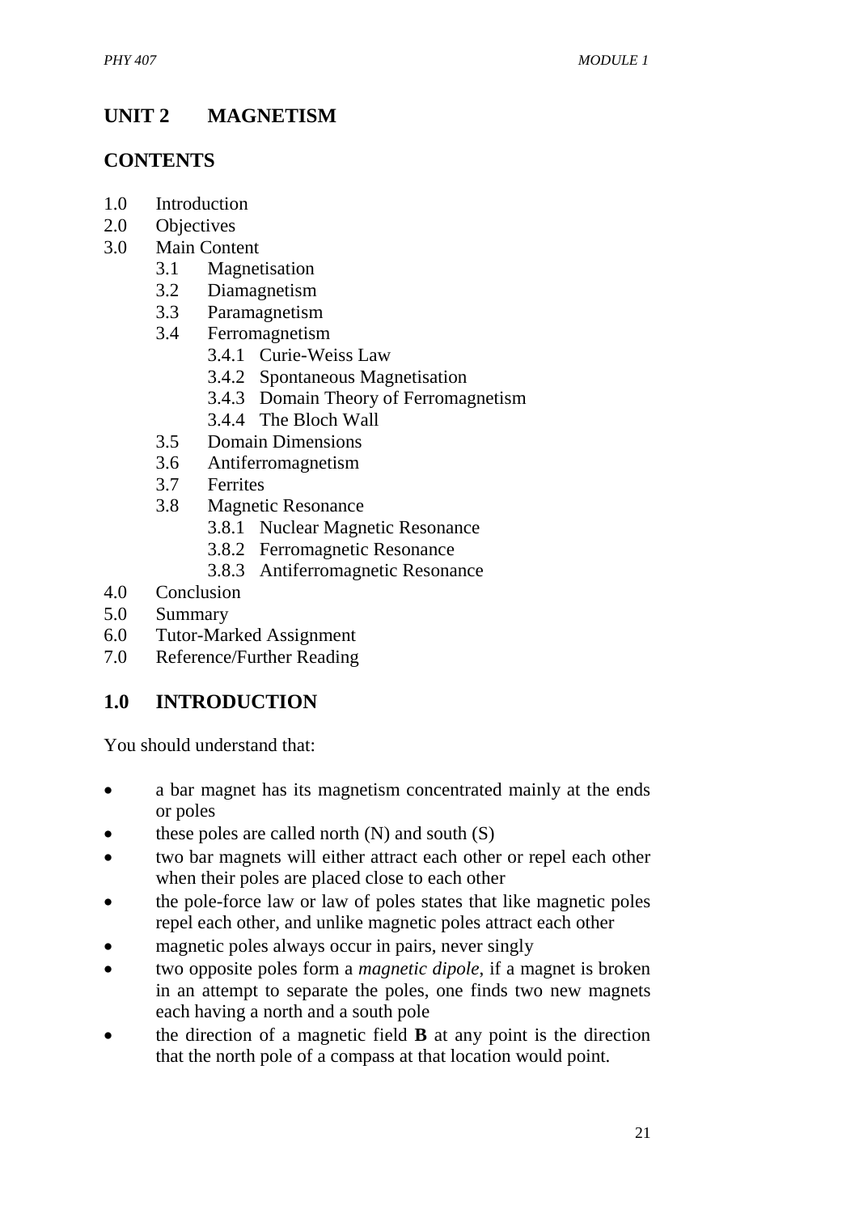# UNIT 2 MAGNETISM

## CONTENTS

- 1.0 Introduction
- 2.0 Objectives
- 3.0 Main Content
    - 3.1 Magnetisation
    - 3.2 Diamagnetism
    - 3.3 Paramagnetism
    - 3.4 Ferromagnetism
        - 3.4.1 Curie-Weiss Law
        - 3.4.2 Spontaneous Magnetisation
        - 3.4.3 Domain Theory of Ferromagnetism
        - 3.4.4 The Bloch Wall
    - 3.5 Domain Dimensions
    - 3.6 Antiferromagnetism
    - 3.7 Ferrites
    - 3.8 Magnetic Resonance
        - 3.8.1 Nuclear Magnetic Resonance
        - 3.8.2 Ferromagnetic Resonance
        - 3.8.3 Antiferromagnetic Resonance
- 4.0 Conclusion
- 5.0 Summary
- 6.0 Tutor-Marked Assignment
- 7.0 Reference/Further Reading

## 1.0 INTRODUCTION

You should understand that:

- a bar magnet has its magnetism concentrated mainly at the ends or poles
- these poles are called north (N) and south (S)
- two bar magnets will either attract each other or repel each other when their poles are placed close to each other
- the pole-force law or law of poles states that like magnetic poles repel each other, and unlike magnetic poles attract each other
- magnetic poles always occur in pairs, never singly
- two opposite poles form a *magnetic dipole*, if a magnet is broken in an attempt to separate the poles, one finds two new magnets each having a north and a south pole
- the direction of a magnetic field **B** at any point is the direction that the north pole of a compass at that location would point.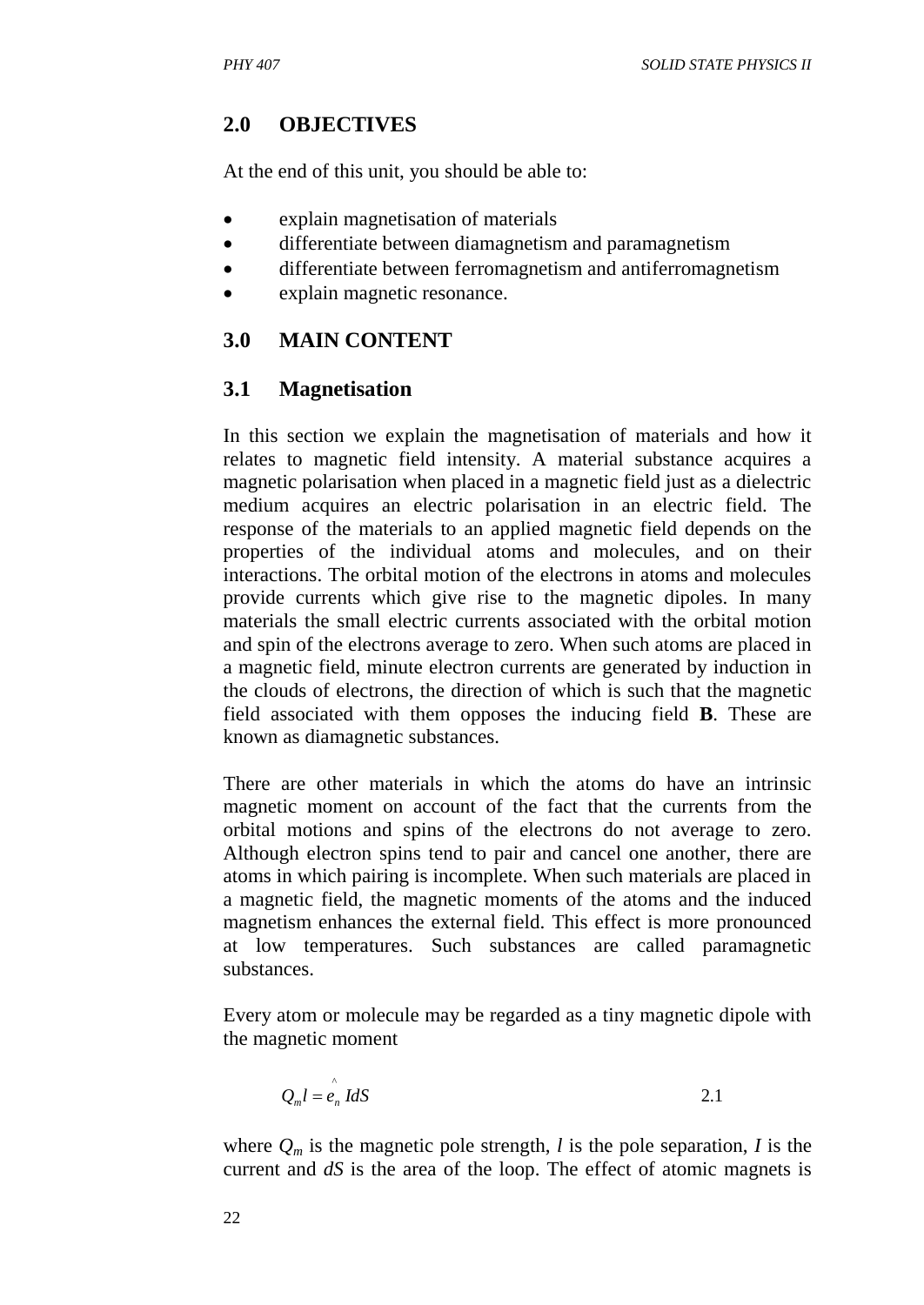## 2.0 OBJECTIVES

At the end of this unit, you should be able to:

- explain magnetisation of materials
- differentiate between diamagnetism and paramagnetism
- differentiate between ferromagnetism and antiferromagnetism
- explain magnetic resonance.

## 3.0 MAIN CONTENT

### 3.1 Magnetisation

In this section we explain the magnetisation of materials and how it relates to magnetic field intensity. A material substance acquires a magnetic polarisation when placed in a magnetic field just as a dielectric medium acquires an electric polarisation in an electric field. The response of the materials to an applied magnetic field depends on the properties of the individual atoms and molecules, and on their interactions. The orbital motion of the electrons in atoms and molecules provide currents which give rise to the magnetic dipoles. In many materials the small electric currents associated with the orbital motion and spin of the electrons average to zero. When such atoms are placed in a magnetic field, minute electron currents are generated by induction in the clouds of electrons, the direction of which is such that the magnetic field associated with them opposes the inducing field **B**. These are known as diamagnetic substances.

There are other materials in which the atoms do have an intrinsic magnetic moment on account of the fact that the currents from the orbital motions and spins of the electrons do not average to zero. Although electron spins tend to pair and cancel one another, there are atoms in which pairing is incomplete. When such materials are placed in a magnetic field, the magnetic moments of the atoms and the induced magnetism enhances the external field. This effect is more pronounced at low temperatures. Such substances are called paramagnetic substances.

Every atom or molecule may be regarded as a tiny magnetic dipole with the magnetic moment

$$Q_m l = \hat{e}_n \, IdS \qquad 2.1$$

where $Q_m$ is the magnetic pole strength, $l$ is the pole separation, $I$ is the current and $dS$ is the area of the loop. The effect of atomic magnets is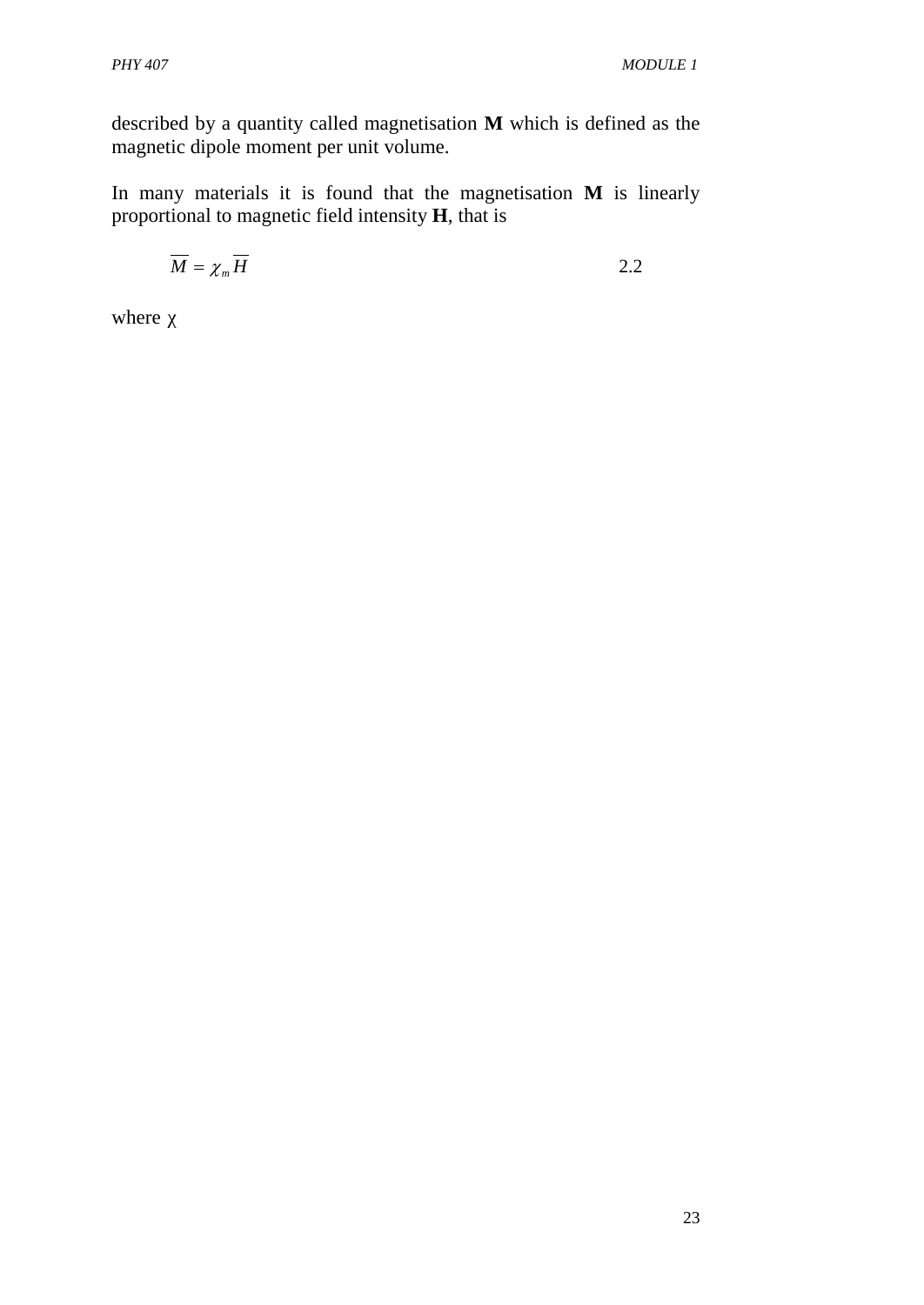described by a quantity called magnetisation **M** which is defined as the magnetic dipole moment per unit volume.

In many materials it is found that the magnetisation **M** is linearly proportional to magnetic field intensity **H**, that is

$$\overline{M} = \chi_m \overline{H} \qquad 2.2$$

where $\chi$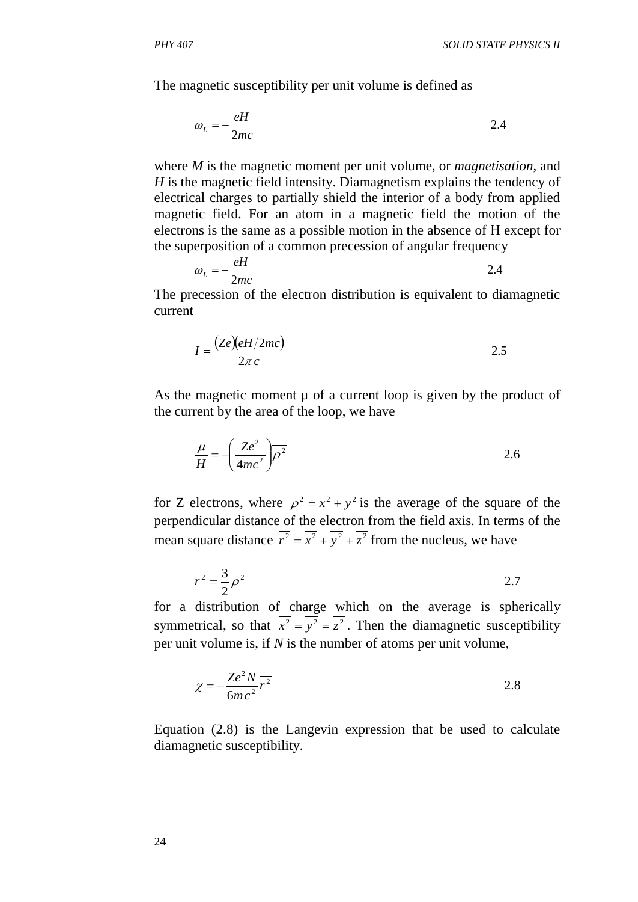The magnetic susceptibility per unit volume is defined as

$$\omega_L = -\frac{eH}{2mc} \qquad 2.4$$

where *M* is the magnetic moment per unit volume, or *magnetisation*, and *H* is the magnetic field intensity. Diamagnetism explains the tendency of electrical charges to partially shield the interior of a body from applied magnetic field. For an atom in a magnetic field the motion of the electrons is the same as a possible motion in the absence of H except for the superposition of a common precession of angular frequency

$$\omega_L = -\frac{eH}{2mc} \qquad 2.4$$

The precession of the electron distribution is equivalent to diamagnetic current

$$I = \frac{(Ze)(eH/2mc)}{2\pi c} \qquad 2.5$$

As the magnetic moment μ of a current loop is given by the product of the current by the area of the loop, we have

$$\frac{\mu}{H} = -\left(\frac{Ze^2}{4mc^2}\right)\overline{\rho^2} \qquad 2.6$$

for Z electrons, where $\overline{\rho^2} = \overline{x^2} + \overline{y^2}$ is the average of the square of the perpendicular distance of the electron from the field axis. In terms of the mean square distance $\overline{r^2} = \overline{x^2} + \overline{y^2} + \overline{z^2}$ from the nucleus, we have

$$\overline{r^2} = \frac{3}{2}\overline{\rho^2} \qquad 2.7$$

for a distribution of charge which on the average is spherically symmetrical, so that $\overline{x^2} = \overline{y^2} = \overline{z^2}$. Then the diamagnetic susceptibility per unit volume is, if *N* is the number of atoms per unit volume,

$$\chi = -\frac{Ze^2N}{6mc^2}\overline{r^2} \qquad 2.8$$

Equation (2.8) is the Langevin expression that be used to calculate diamagnetic susceptibility.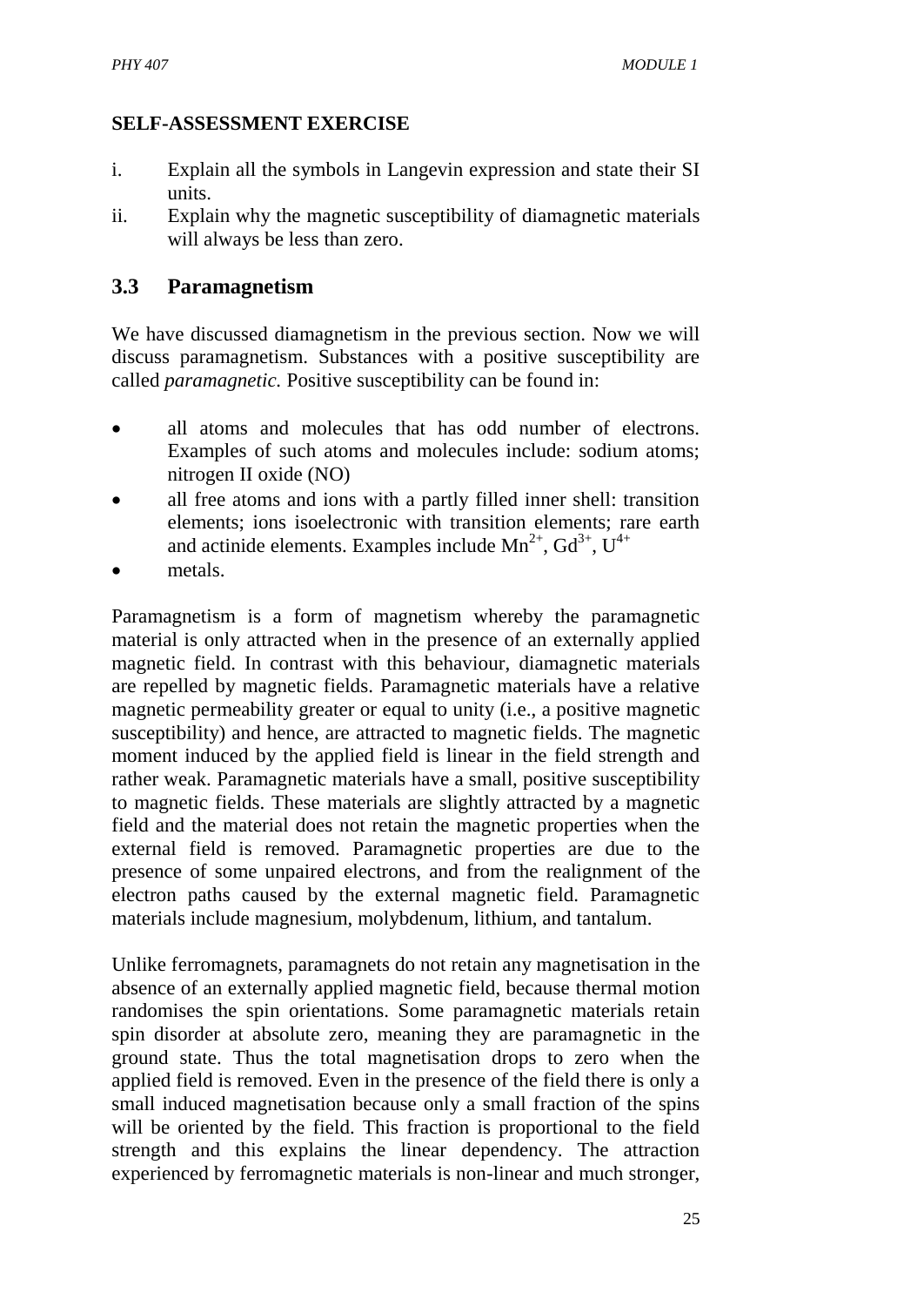**SELF-ASSESSMENT EXERCISE**

i. Explain all the symbols in Langevin expression and state their SI units.

ii. Explain why the magnetic susceptibility of diamagnetic materials will always be less than zero.

## 3.3 Paramagnetism

We have discussed diamagnetism in the previous section. Now we will discuss paramagnetism. Substances with a positive susceptibility are called *paramagnetic.* Positive susceptibility can be found in:

- all atoms and molecules that has odd number of electrons. Examples of such atoms and molecules include: sodium atoms; nitrogen II oxide (NO)
- all free atoms and ions with a partly filled inner shell: transition elements; ions isoelectronic with transition elements; rare earth and actinide elements. Examples include $Mn^{2+}$, $Gd^{3+}$, $U^{4+}$
- metals.

Paramagnetism is a form of magnetism whereby the paramagnetic material is only attracted when in the presence of an externally applied magnetic field. In contrast with this behaviour, diamagnetic materials are repelled by magnetic fields. Paramagnetic materials have a relative magnetic permeability greater or equal to unity (i.e., a positive magnetic susceptibility) and hence, are attracted to magnetic fields. The magnetic moment induced by the applied field is linear in the field strength and rather weak. Paramagnetic materials have a small, positive susceptibility to magnetic fields. These materials are slightly attracted by a magnetic field and the material does not retain the magnetic properties when the external field is removed. Paramagnetic properties are due to the presence of some unpaired electrons, and from the realignment of the electron paths caused by the external magnetic field. Paramagnetic materials include magnesium, molybdenum, lithium, and tantalum.

Unlike ferromagnets, paramagnets do not retain any magnetisation in the absence of an externally applied magnetic field, because thermal motion randomises the spin orientations. Some paramagnetic materials retain spin disorder at absolute zero, meaning they are paramagnetic in the ground state. Thus the total magnetisation drops to zero when the applied field is removed. Even in the presence of the field there is only a small induced magnetisation because only a small fraction of the spins will be oriented by the field. This fraction is proportional to the field strength and this explains the linear dependency. The attraction experienced by ferromagnetic materials is non-linear and much stronger,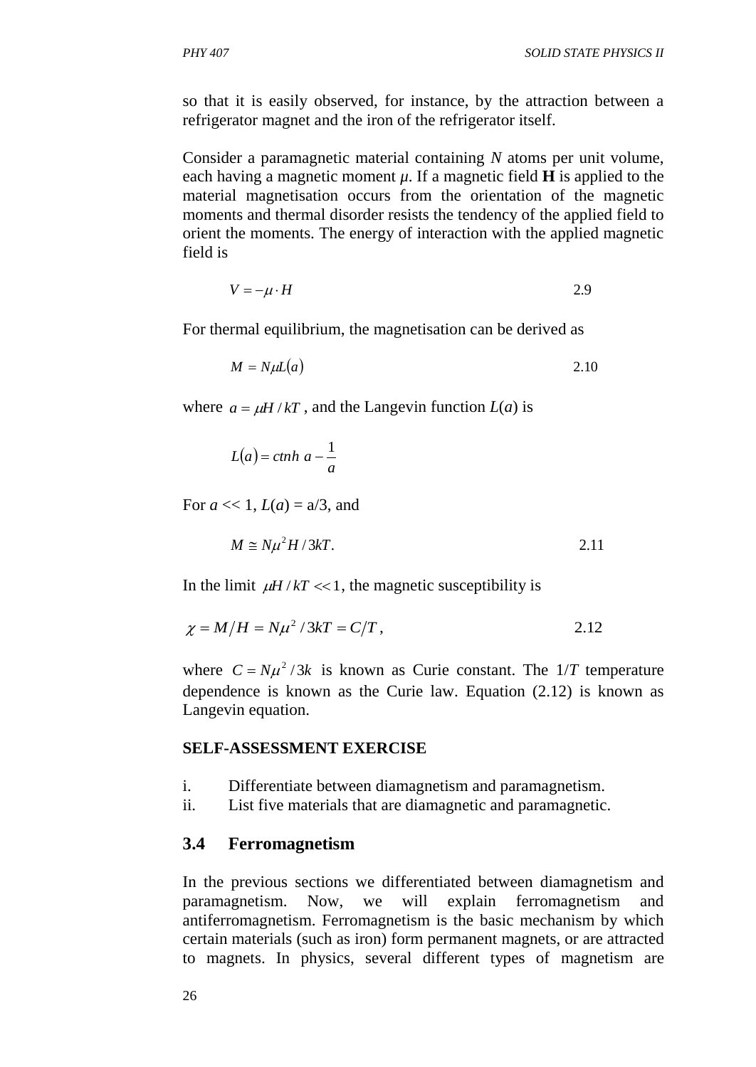so that it is easily observed, for instance, by the attraction between a refrigerator magnet and the iron of the refrigerator itself.

Consider a paramagnetic material containing $N$ atoms per unit volume, each having a magnetic moment $\mu$. If a magnetic field **H** is applied to the material magnetisation occurs from the orientation of the magnetic moments and thermal disorder resists the tendency of the applied field to orient the moments. The energy of interaction with the applied magnetic field is

$$V = -\mu \cdot H \qquad 2.9$$

For thermal equilibrium, the magnetisation can be derived as

$$M = N\mu L(a) \qquad 2.10$$

where $a = \mu H / kT$, and the Langevin function $L(a)$ is

$$L(a) = ctnh\ a - \frac{1}{a}$$

For $a << 1$, $L(a) = a/3$, and

$$M \cong N\mu^2 H / 3kT. \qquad 2.11$$

In the limit $\mu H / kT << 1$, the magnetic susceptibility is

$$\chi = M/H = N\mu^2 / 3kT = C/T, \qquad 2.12$$

where $C = N\mu^2 / 3k$ is known as Curie constant. The $1/T$ temperature dependence is known as the Curie law. Equation (2.12) is known as Langevin equation.

**SELF-ASSESSMENT EXERCISE**

i. Differentiate between diamagnetism and paramagnetism.
ii. List five materials that are diamagnetic and paramagnetic.

## 3.4 Ferromagnetism

In the previous sections we differentiated between diamagnetism and paramagnetism. Now, we will explain ferromagnetism and antiferromagnetism. Ferromagnetism is the basic mechanism by which certain materials (such as iron) form permanent magnets, or are attracted to magnets. In physics, several different types of magnetism are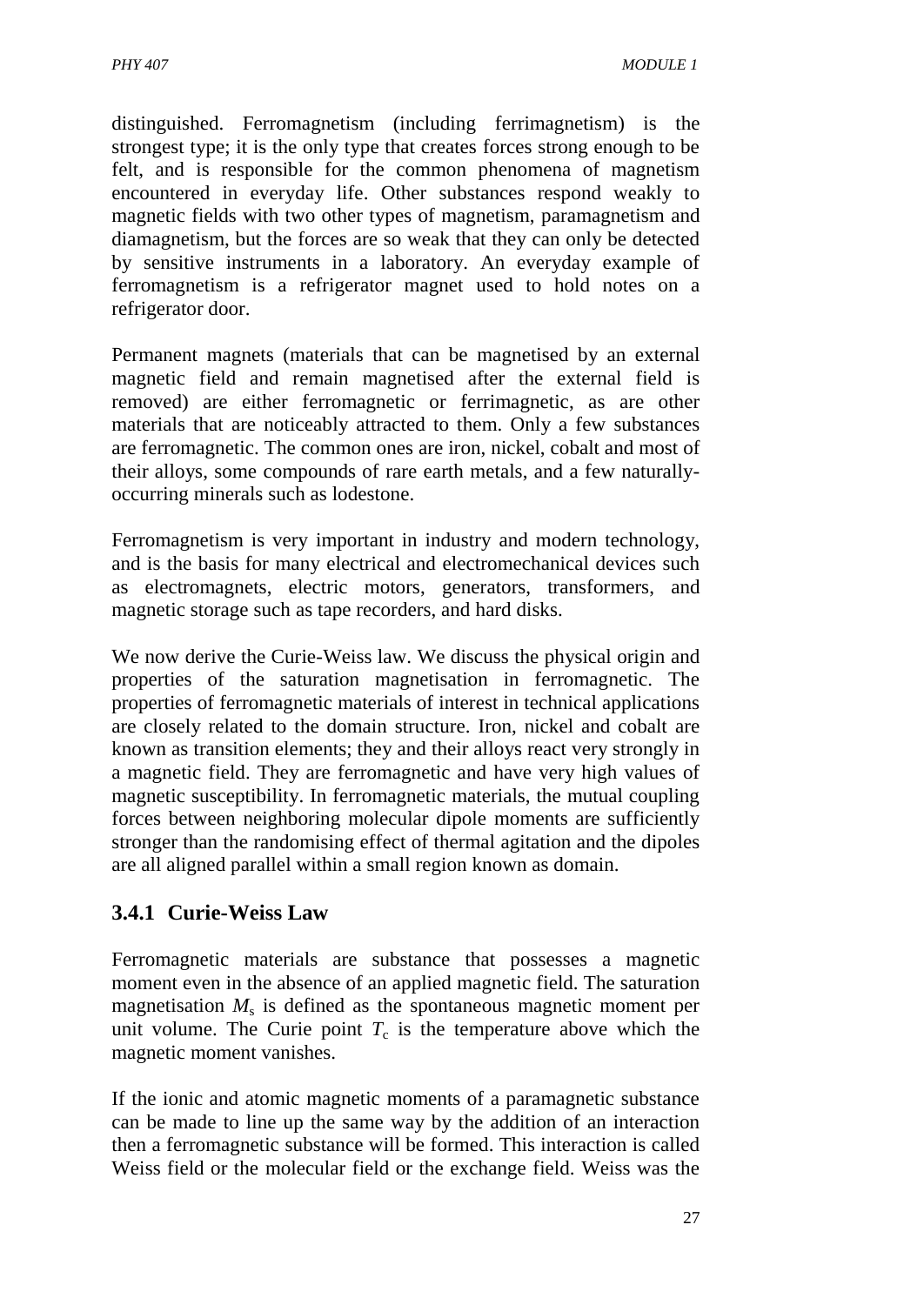distinguished. Ferromagnetism (including ferrimagnetism) is the strongest type; it is the only type that creates forces strong enough to be felt, and is responsible for the common phenomena of magnetism encountered in everyday life. Other substances respond weakly to magnetic fields with two other types of magnetism, paramagnetism and diamagnetism, but the forces are so weak that they can only be detected by sensitive instruments in a laboratory. An everyday example of ferromagnetism is a refrigerator magnet used to hold notes on a refrigerator door.

Permanent magnets (materials that can be magnetised by an external magnetic field and remain magnetised after the external field is removed) are either ferromagnetic or ferrimagnetic, as are other materials that are noticeably attracted to them. Only a few substances are ferromagnetic. The common ones are iron, nickel, cobalt and most of their alloys, some compounds of rare earth metals, and a few naturally-occurring minerals such as lodestone.

Ferromagnetism is very important in industry and modern technology, and is the basis for many electrical and electromechanical devices such as electromagnets, electric motors, generators, transformers, and magnetic storage such as tape recorders, and hard disks.

We now derive the Curie-Weiss law. We discuss the physical origin and properties of the saturation magnetisation in ferromagnetic. The properties of ferromagnetic materials of interest in technical applications are closely related to the domain structure. Iron, nickel and cobalt are known as transition elements; they and their alloys react very strongly in a magnetic field. They are ferromagnetic and have very high values of magnetic susceptibility. In ferromagnetic materials, the mutual coupling forces between neighboring molecular dipole moments are sufficiently stronger than the randomising effect of thermal agitation and the dipoles are all aligned parallel within a small region known as domain.

### 3.4.1 Curie-Weiss Law

Ferromagnetic materials are substance that possesses a magnetic moment even in the absence of an applied magnetic field. The saturation magnetisation $M_s$ is defined as the spontaneous magnetic moment per unit volume. The Curie point $T_c$ is the temperature above which the magnetic moment vanishes.

If the ionic and atomic magnetic moments of a paramagnetic substance can be made to line up the same way by the addition of an interaction then a ferromagnetic substance will be formed. This interaction is called Weiss field or the molecular field or the exchange field. Weiss was the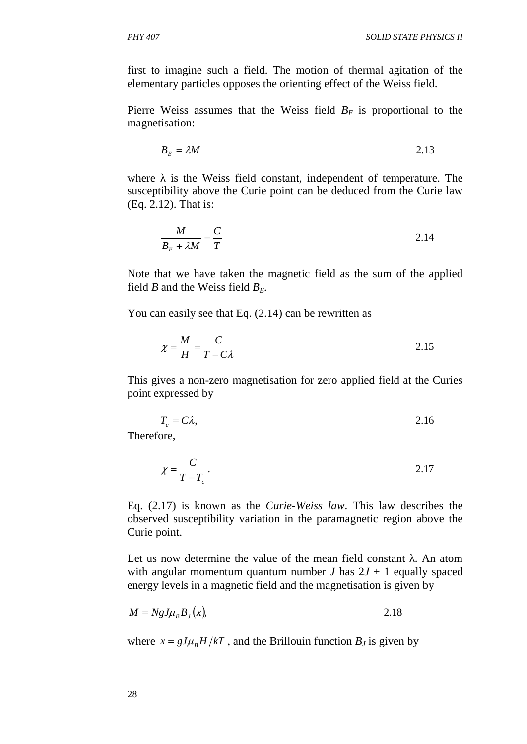first to imagine such a field. The motion of thermal agitation of the elementary particles opposes the orienting effect of the Weiss field.

Pierre Weiss assumes that the Weiss field $B_E$ is proportional to the magnetisation:

$$B_E = \lambda M \qquad 2.13$$

where λ is the Weiss field constant, independent of temperature. The susceptibility above the Curie point can be deduced from the Curie law (Eq. 2.12). That is:

$$\frac{M}{B_E + \lambda M} = \frac{C}{T} \qquad 2.14$$

Note that we have taken the magnetic field as the sum of the applied field $B$ and the Weiss field $B_E$.

You can easily see that Eq. (2.14) can be rewritten as

$$\chi = \frac{M}{H} = \frac{C}{T - C\lambda} \qquad 2.15$$

This gives a non-zero magnetisation for zero applied field at the Curies point expressed by

$$T_c = C\lambda, \qquad 2.16$$

Therefore,

$$\chi = \frac{C}{T - T_c}. \qquad 2.17$$

Eq. (2.17) is known as the *Curie-Weiss law*. This law describes the observed susceptibility variation in the paramagnetic region above the Curie point.

Let us now determine the value of the mean field constant λ. An atom with angular momentum quantum number $J$ has $2J + 1$ equally spaced energy levels in a magnetic field and the magnetisation is given by

$$M = NgJ\mu_B B_J(x), \qquad 2.18$$

where $x = gJ\mu_B H/kT$, and the Brillouin function $B_J$ is given by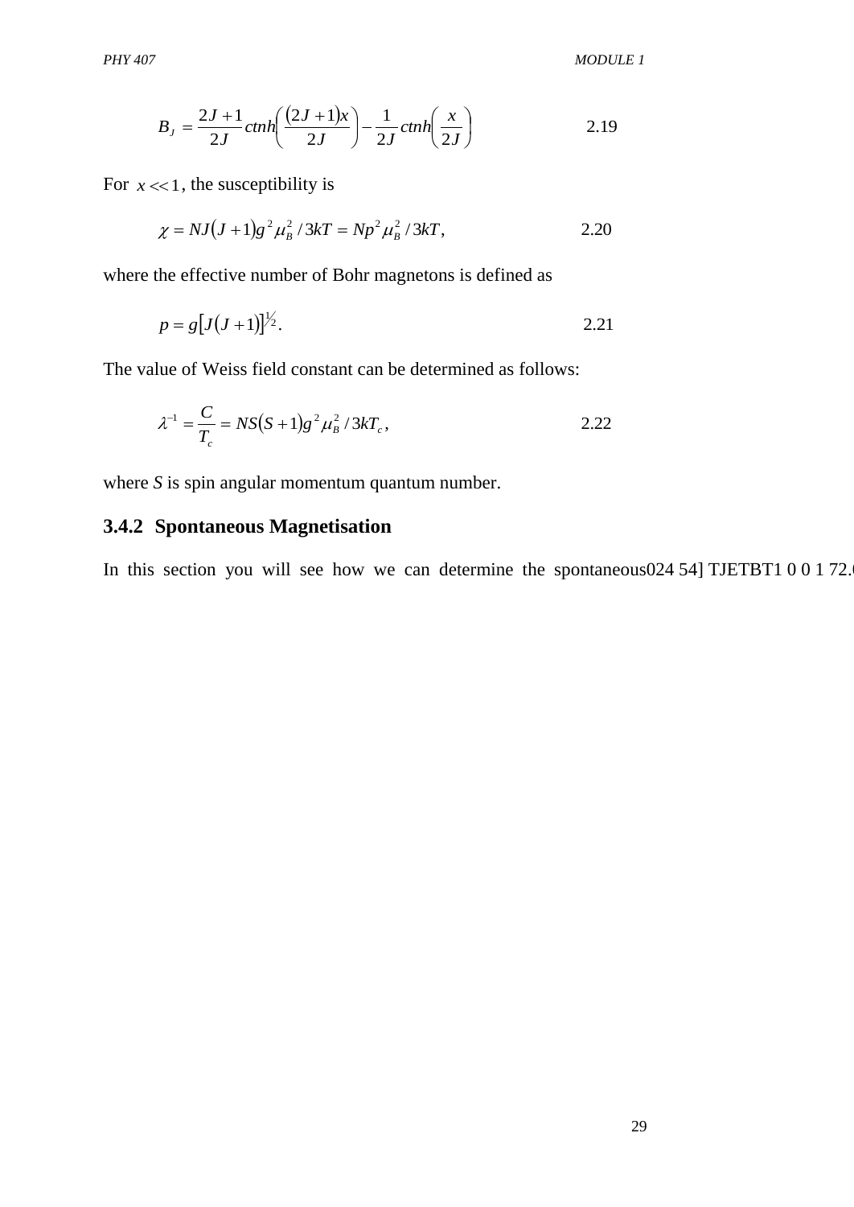$$B_J = \frac{2J+1}{2J} ctnh\left(\frac{(2J+1)x}{2J}\right) - \frac{1}{2J} ctnh\left(\frac{x}{2J}\right) \quad 2.19$$

For $x \ll 1$, the susceptibility is

$$\chi = NJ(J+1)g^2\mu_B^2 / 3kT = Np^2\mu_B^2 / 3kT, \quad 2.20$$

where the effective number of Bohr magnetons is defined as

$$p = g[J(J+1)]^{1/2}. \quad 2.21$$

The value of Weiss field constant can be determined as follows:

$$\lambda^{-1} = \frac{C}{T_c} = NS(S+1)g^2\mu_B^2 / 3kT_c, \quad 2.22$$

where *S* is spin angular momentum quantum number.

### 3.4.2 Spontaneous Magnetisation

In this section you will see how we can determine the spontaneous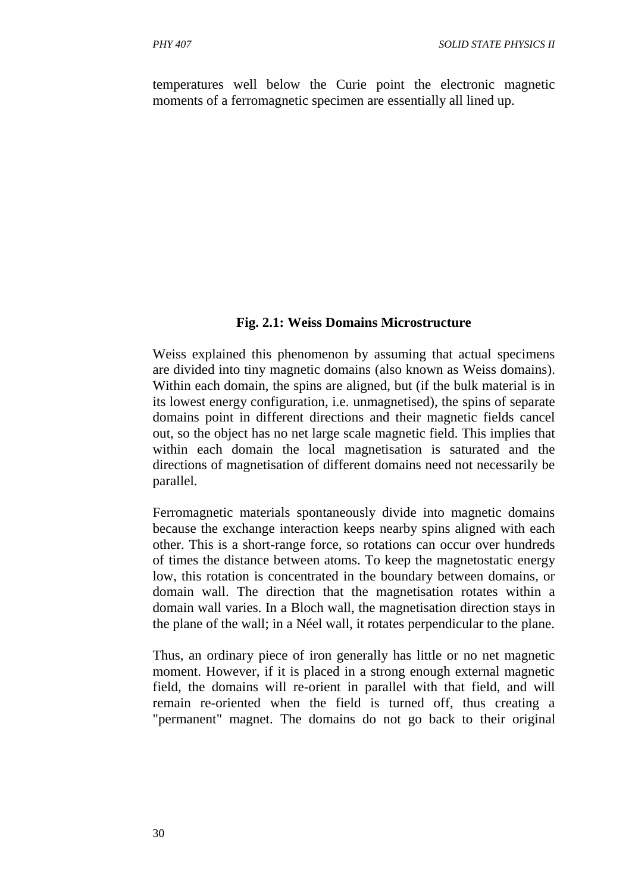temperatures well below the Curie point the electronic magnetic moments of a ferromagnetic specimen are essentially all lined up.

**Fig. 2.1: Weiss Domains Microstructure**

Weiss explained this phenomenon by assuming that actual specimens are divided into tiny magnetic domains (also known as Weiss domains). Within each domain, the spins are aligned, but (if the bulk material is in its lowest energy configuration, i.e. unmagnetised), the spins of separate domains point in different directions and their magnetic fields cancel out, so the object has no net large scale magnetic field. This implies that within each domain the local magnetisation is saturated and the directions of magnetisation of different domains need not necessarily be parallel.

Ferromagnetic materials spontaneously divide into magnetic domains because the exchange interaction keeps nearby spins aligned with each other. This is a short-range force, so rotations can occur over hundreds of times the distance between atoms. To keep the magnetostatic energy low, this rotation is concentrated in the boundary between domains, or domain wall. The direction that the magnetisation rotates within a domain wall varies. In a Bloch wall, the magnetisation direction stays in the plane of the wall; in a Néel wall, it rotates perpendicular to the plane.

Thus, an ordinary piece of iron generally has little or no net magnetic moment. However, if it is placed in a strong enough external magnetic field, the domains will re-orient in parallel with that field, and will remain re-oriented when the field is turned off, thus creating a "permanent" magnet. The domains do not go back to their original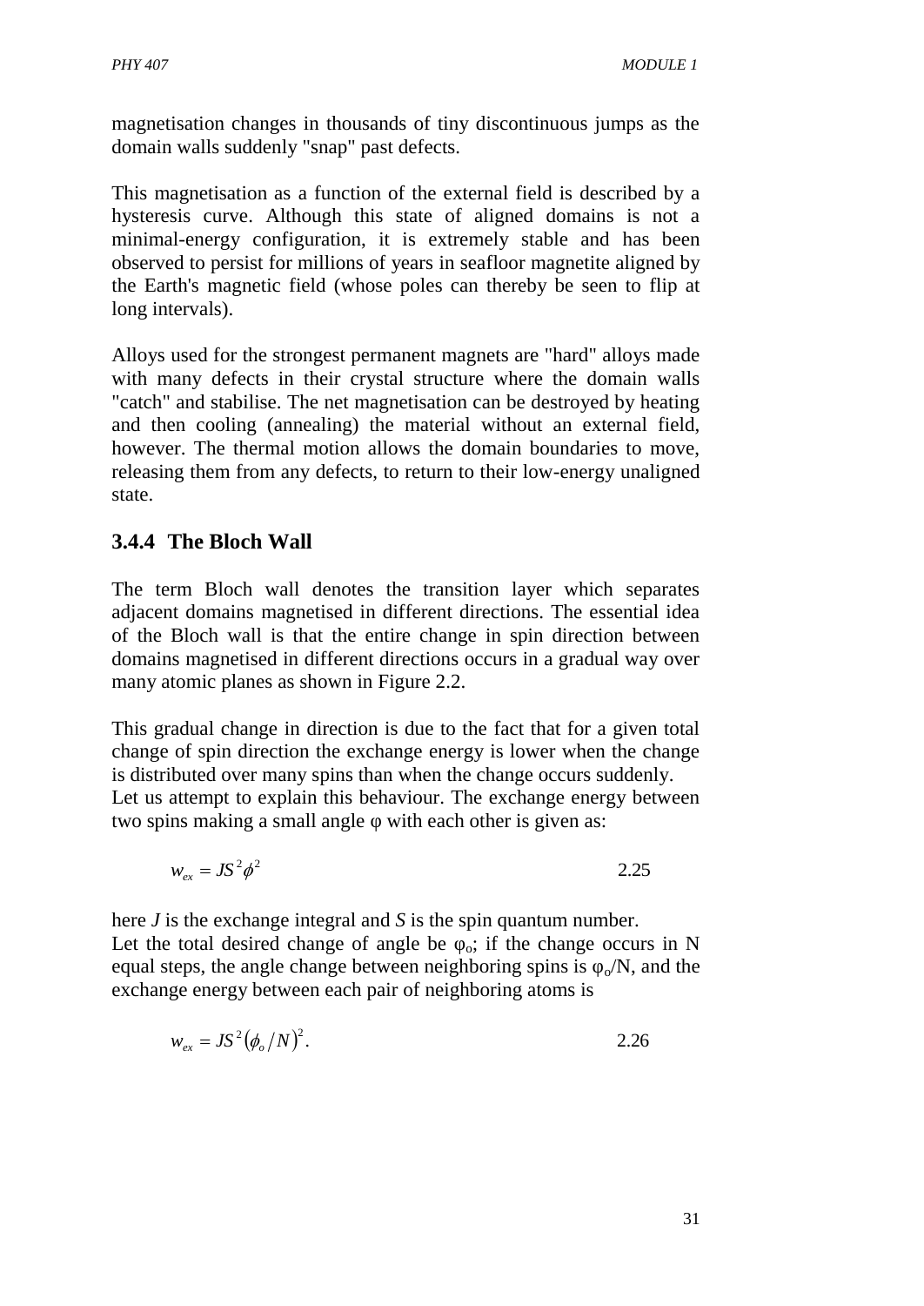magnetisation changes in thousands of tiny discontinuous jumps as the domain walls suddenly "snap" past defects.

This magnetisation as a function of the external field is described by a hysteresis curve. Although this state of aligned domains is not a minimal-energy configuration, it is extremely stable and has been observed to persist for millions of years in seafloor magnetite aligned by the Earth's magnetic field (whose poles can thereby be seen to flip at long intervals).

Alloys used for the strongest permanent magnets are "hard" alloys made with many defects in their crystal structure where the domain walls "catch" and stabilise. The net magnetisation can be destroyed by heating and then cooling (annealing) the material without an external field, however. The thermal motion allows the domain boundaries to move, releasing them from any defects, to return to their low-energy unaligned state.

### 3.4.4 The Bloch Wall

The term Bloch wall denotes the transition layer which separates adjacent domains magnetised in different directions. The essential idea of the Bloch wall is that the entire change in spin direction between domains magnetised in different directions occurs in a gradual way over many atomic planes as shown in Figure 2.2.

This gradual change in direction is due to the fact that for a given total change of spin direction the exchange energy is lower when the change is distributed over many spins than when the change occurs suddenly.
Let us attempt to explain this behaviour. The exchange energy between two spins making a small angle $\varphi$ with each other is given as:

$$w_{ex} = JS^2\phi^2 \qquad 2.25$$

here $J$ is the exchange integral and $S$ is the spin quantum number.
Let the total desired change of angle be $\varphi_o$; if the change occurs in N equal steps, the angle change between neighboring spins is $\varphi_o/N$, and the exchange energy between each pair of neighboring atoms is

$$w_{ex} = JS^2(\phi_o/N)^2. \qquad 2.26$$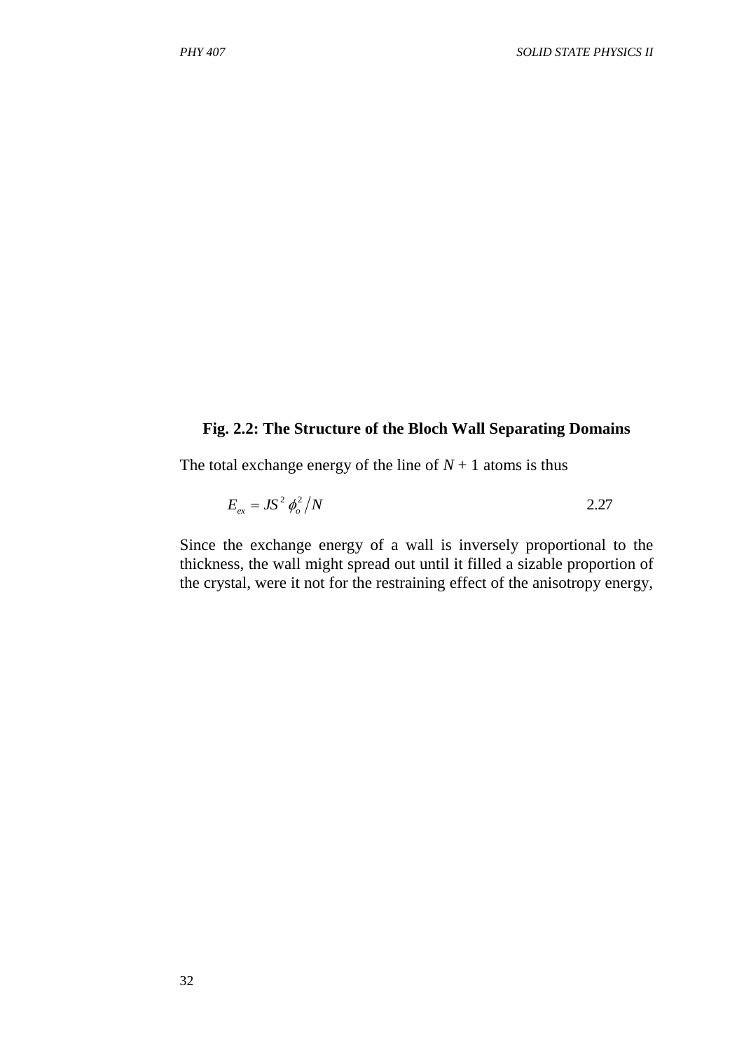**Fig. 2.2: The Structure of the Bloch Wall Separating Domains**

The total exchange energy of the line of $N + 1$ atoms is thus

$$E_{ex} = JS^2 \phi_o^2 \big/ N \qquad 2.27$$

Since the exchange energy of a wall is inversely proportional to the thickness, the wall might spread out until it filled a sizable proportion of the crystal, were it not for the restraining effect of the anisotropy energy,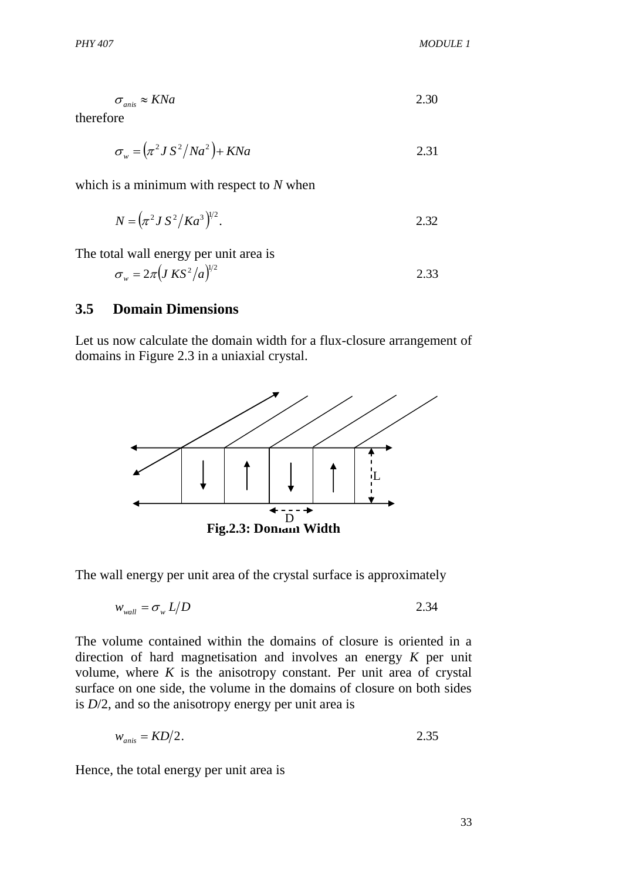$$\sigma_{anis} \approx KNa \qquad 2.30$$

therefore

$$\sigma_w = \left(\pi^2 J S^2 / Na^2\right) + KNa \qquad 2.31$$

which is a minimum with respect to *N* when

$$N = \left(\pi^2 J S^2 / Ka^3\right)^{1/2}. \qquad 2.32$$

The total wall energy per unit area is

$$\sigma_w = 2\pi\left(J KS^2 / a\right)^{1/2} \qquad 2.33$$

## 3.5 Domain Dimensions

Let us now calculate the domain width for a flux-closure arrangement of domains in Figure 2.3 in a uniaxial crystal.

**Fig.2.3: Domain Width**

The wall energy per unit area of the crystal surface is approximately

$$w_{wall} = \sigma_w L/D \qquad 2.34$$

The volume contained within the domains of closure is oriented in a direction of hard magnetisation and involves an energy *K* per unit volume, where *K* is the anisotropy constant. Per unit area of crystal surface on one side, the volume in the domains of closure on both sides is *D*/2, and so the anisotropy energy per unit area is

$$w_{anis} = KD/2. \qquad 2.35$$

Hence, the total energy per unit area is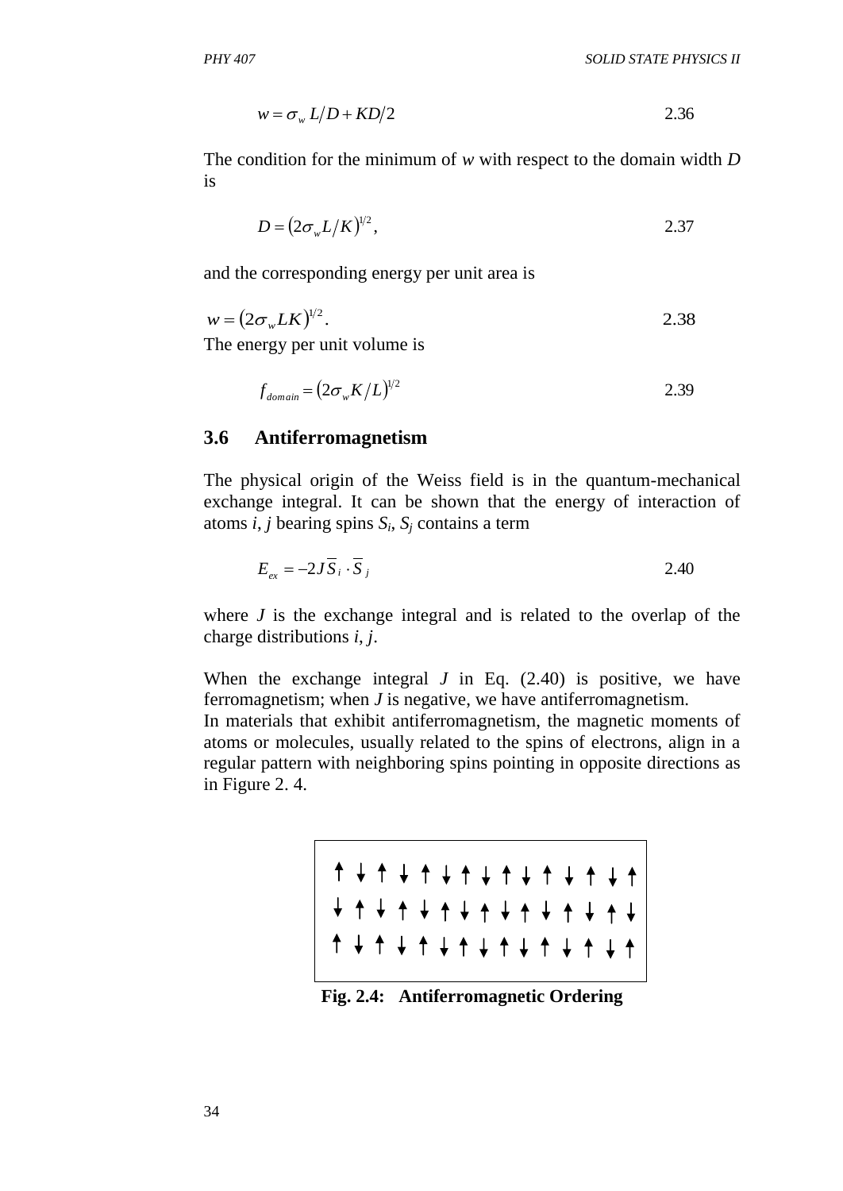$$w = \sigma_w L/D + KD/2 \qquad 2.36$$

The condition for the minimum of *w* with respect to the domain width *D* is

$$D = (2\sigma_w L/K)^{1/2}, \qquad 2.37$$

and the corresponding energy per unit area is

$$w = (2\sigma_w LK)^{1/2}. \qquad 2.38$$

The energy per unit volume is

$$f_{domain} = (2\sigma_w K/L)^{1/2} \qquad 2.39$$

### 3.6 Antiferromagnetism

The physical origin of the Weiss field is in the quantum-mechanical exchange integral. It can be shown that the energy of interaction of atoms *i*, *j* bearing spins $S_i$, $S_j$ contains a term

$$E_{ex} = -2J\overline{S}_i \cdot \overline{S}_j \qquad 2.40$$

where *J* is the exchange integral and is related to the overlap of the charge distributions *i*, *j*.

When the exchange integral *J* in Eq. (2.40) is positive, we have ferromagnetism; when *J* is negative, we have antiferromagnetism.
In materials that exhibit antiferromagnetism, the magnetic moments of atoms or molecules, usually related to the spins of electrons, align in a regular pattern with neighboring spins pointing in opposite directions as in Figure 2. 4.

↑ ↓ ↑ ↓ ↑ ↓ ↑ ↓ ↑ ↓ ↑ ↓ ↑ ↓ ↑
↓ ↑ ↓ ↑ ↓ ↑ ↓ ↑ ↓ ↑ ↓ ↑ ↓ ↑ ↓
↑ ↓ ↑ ↓ ↑ ↓ ↑ ↓ ↑ ↓ ↑ ↓ ↑ ↓ ↑

**Fig. 2.4: Antiferromagnetic Ordering**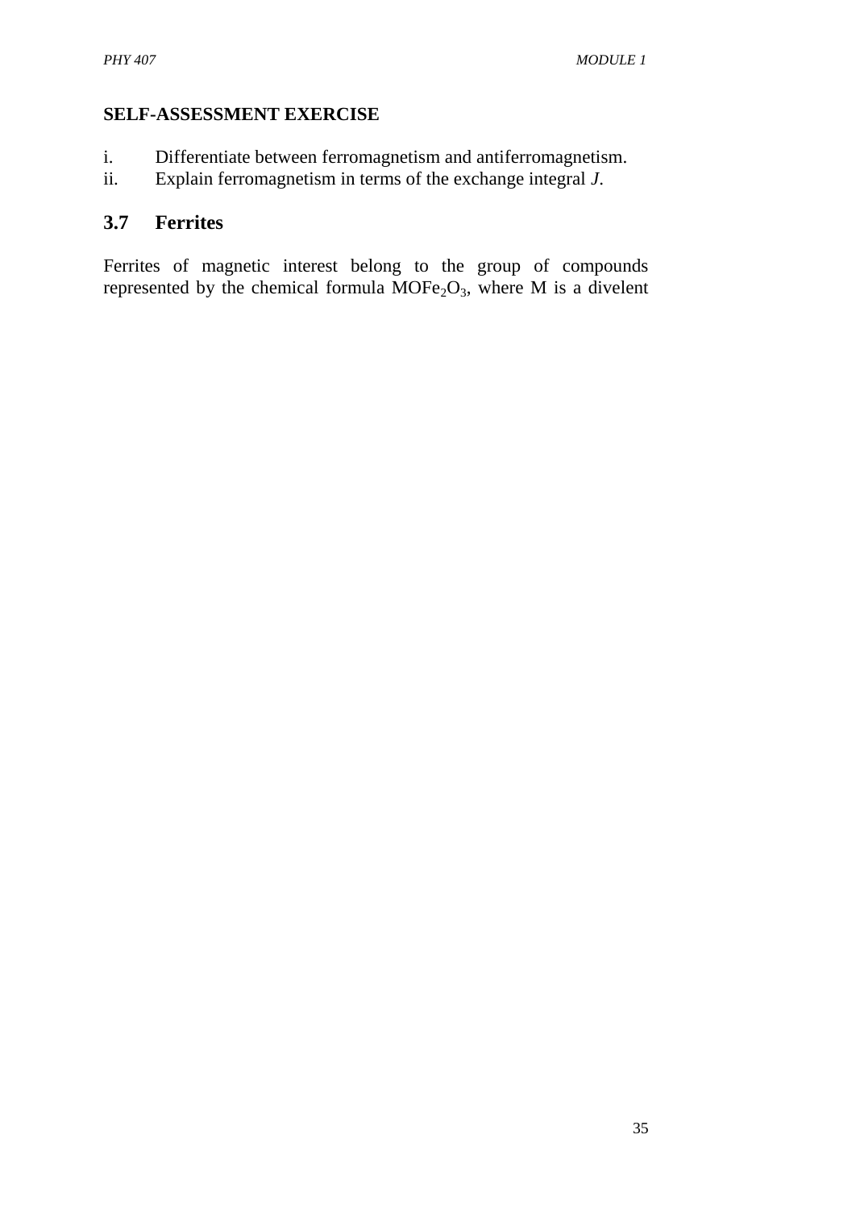**SELF-ASSESSMENT EXERCISE**

i. Differentiate between ferromagnetism and antiferromagnetism.
ii. Explain ferromagnetism in terms of the exchange integral *J*.

## 3.7 Ferrites

Ferrites of magnetic interest belong to the group of compounds represented by the chemical formula $MOFe_2O_3$, where M is a divelent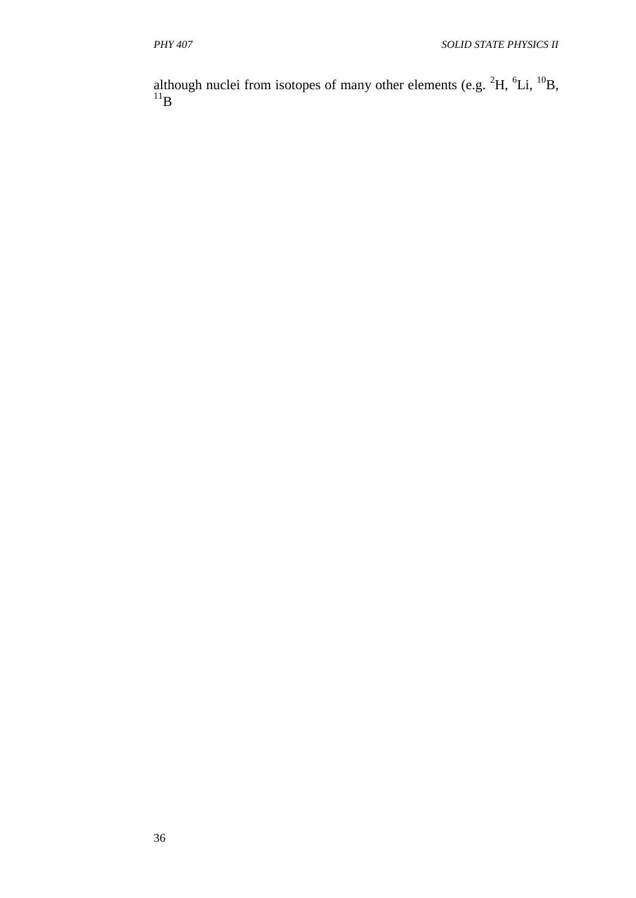although nuclei from isotopes of many other elements (e.g. $^{2}H$, $^{6}Li$, $^{10}B$, $^{11}B$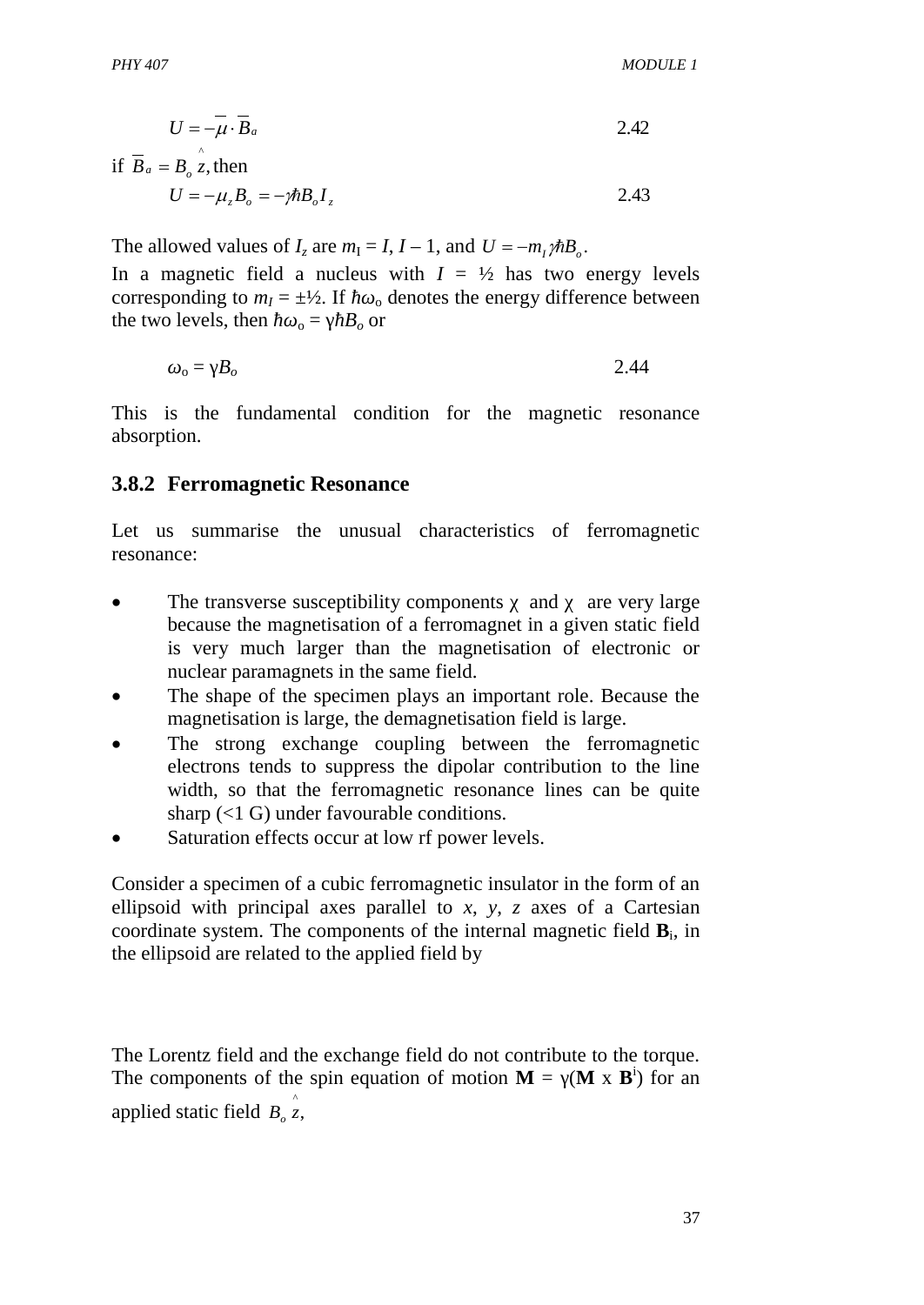$$U = -\overline{\mu} \cdot \overline{B}_a \qquad 2.42$$

if $\overline{B}_a = B_o \hat{z}$, then

$$U = -\mu_z B_o = -\gamma \hbar B_o I_z \qquad 2.43$$

The allowed values of $I_z$ are $m_I = I, I - 1$, and $U = -m_I \gamma \hbar B_o$.

In a magnetic field a nucleus with $I = ½$ has two energy levels corresponding to $m_I = \pm½$. If $\hbar\omega_o$ denotes the energy difference between the two levels, then $\hbar\omega_o = \gamma\hbar B_o$ or

$$\omega_o = \gamma B_o \qquad 2.44$$

This is the fundamental condition for the magnetic resonance absorption.

## 3.8.2 Ferromagnetic Resonance

Let us summarise the unusual characteristics of ferromagnetic resonance:

- The transverse susceptibility components χ and χ are very large because the magnetisation of a ferromagnet in a given static field is very much larger than the magnetisation of electronic or nuclear paramagnets in the same field.
- The shape of the specimen plays an important role. Because the magnetisation is large, the demagnetisation field is large.
- The strong exchange coupling between the ferromagnetic electrons tends to suppress the dipolar contribution to the line width, so that the ferromagnetic resonance lines can be quite sharp (<1 G) under favourable conditions.
- Saturation effects occur at low rf power levels.

Consider a specimen of a cubic ferromagnetic insulator in the form of an ellipsoid with principal axes parallel to *x*, *y*, *z* axes of a Cartesian coordinate system. The components of the internal magnetic field $\mathbf{B}_i$, in the ellipsoid are related to the applied field by

The Lorentz field and the exchange field do not contribute to the torque. The components of the spin equation of motion $\mathbf{M} = \gamma(\mathbf{M} \times \mathbf{B}^i)$ for an applied static field $B_o \hat{z}$,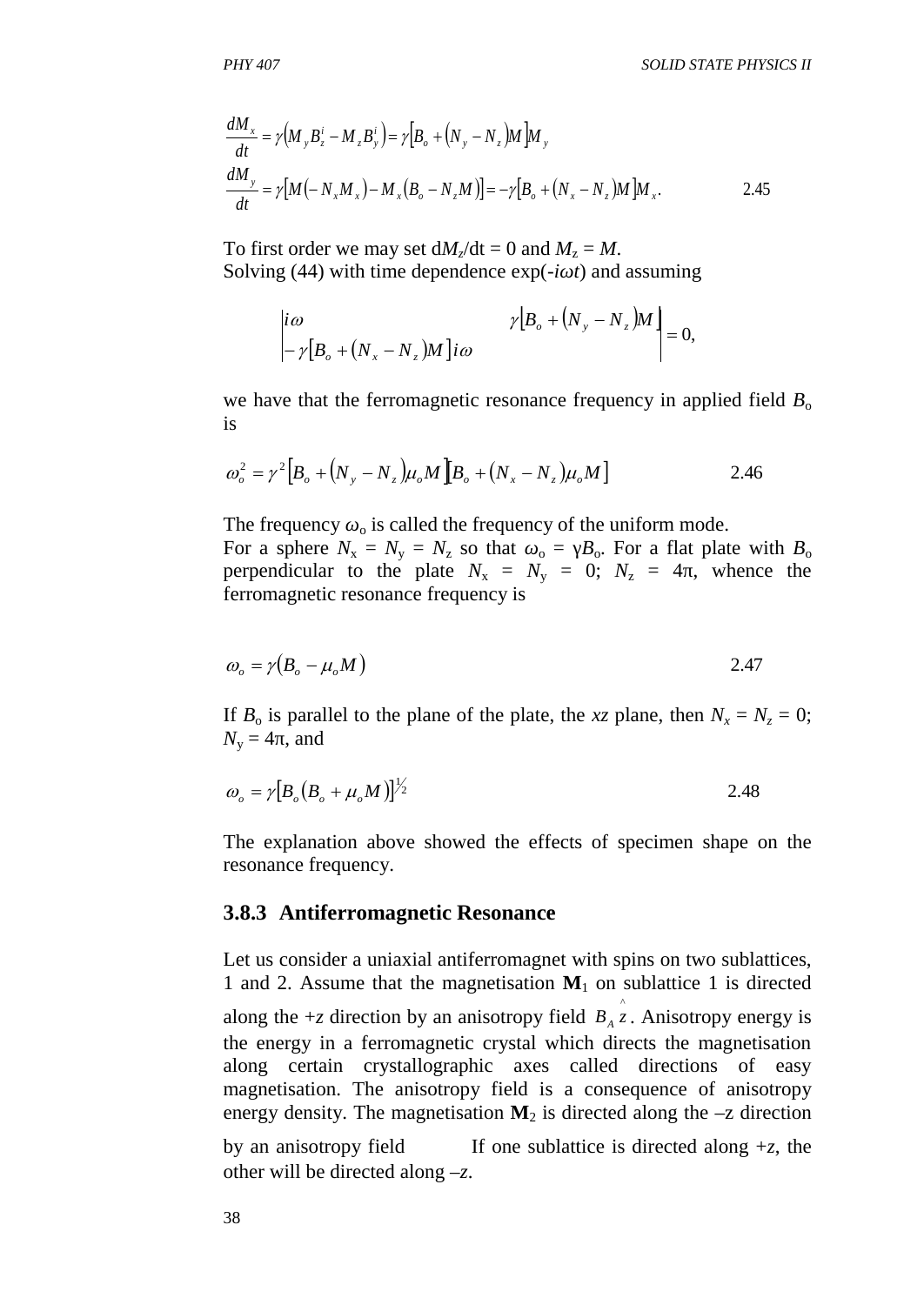$$\frac{dM_x}{dt} = \gamma\left(M_y B_z^i - M_z B_y^i\right) = \gamma\left[B_o + \left(N_y - N_z\right)M\right]M_y$$

$$\frac{dM_y}{dt} = \gamma\left[M\left(-N_x M_x\right) - M_x\left(B_o - N_z M\right)\right] = -\gamma\left[B_o + \left(N_x - N_z\right)M\right]M_x. \qquad 2.45$$

To first order we may set $dM_z/dt = 0$ and $M_z = M$.
Solving (44) with time dependence $\exp(-i\omega t)$ and assuming

$$\begin{vmatrix} i\omega & \gamma\left[B_o + \left(N_y - N_z\right)M\right] \\ -\gamma\left[B_o + \left(N_x - N_z\right)M\right] & i\omega \end{vmatrix} = 0,$$

we have that the ferromagnetic resonance frequency in applied field $B_o$ is

$$\omega_o^2 = \gamma^2\left[B_o + \left(N_y - N_z\right)\mu_o M\right]\left[B_o + \left(N_x - N_z\right)\mu_o M\right] \qquad 2.46$$

The frequency $\omega_o$ is called the frequency of the uniform mode.
For a sphere $N_x = N_y = N_z$ so that $\omega_o = \gamma B_o$. For a flat plate with $B_o$ perpendicular to the plate $N_x = N_y = 0$; $N_z = 4\pi$, whence the ferromagnetic resonance frequency is

$$\omega_o = \gamma\left(B_o - \mu_o M\right) \qquad 2.47$$

If $B_o$ is parallel to the plane of the plate, the *xz* plane, then $N_x = N_z = 0$; $N_y = 4\pi$, and

$$\omega_o = \gamma\left[B_o\left(B_o + \mu_o M\right)\right]^{1/2} \qquad 2.48$$

The explanation above showed the effects of specimen shape on the resonance frequency.

### 3.8.3 Antiferromagnetic Resonance

Let us consider a uniaxial antiferromagnet with spins on two sublattices, 1 and 2. Assume that the magnetisation $\mathbf{M}_1$ on sublattice 1 is directed along the +*z* direction by an anisotropy field $B_A \hat{z}$. Anisotropy energy is the energy in a ferromagnetic crystal which directs the magnetisation along certain crystallographic axes called directions of easy magnetisation. The anisotropy field is a consequence of anisotropy energy density. The magnetisation $\mathbf{M}_2$ is directed along the –z direction by an anisotropy field If one sublattice is directed along +*z*, the other will be directed along –*z*.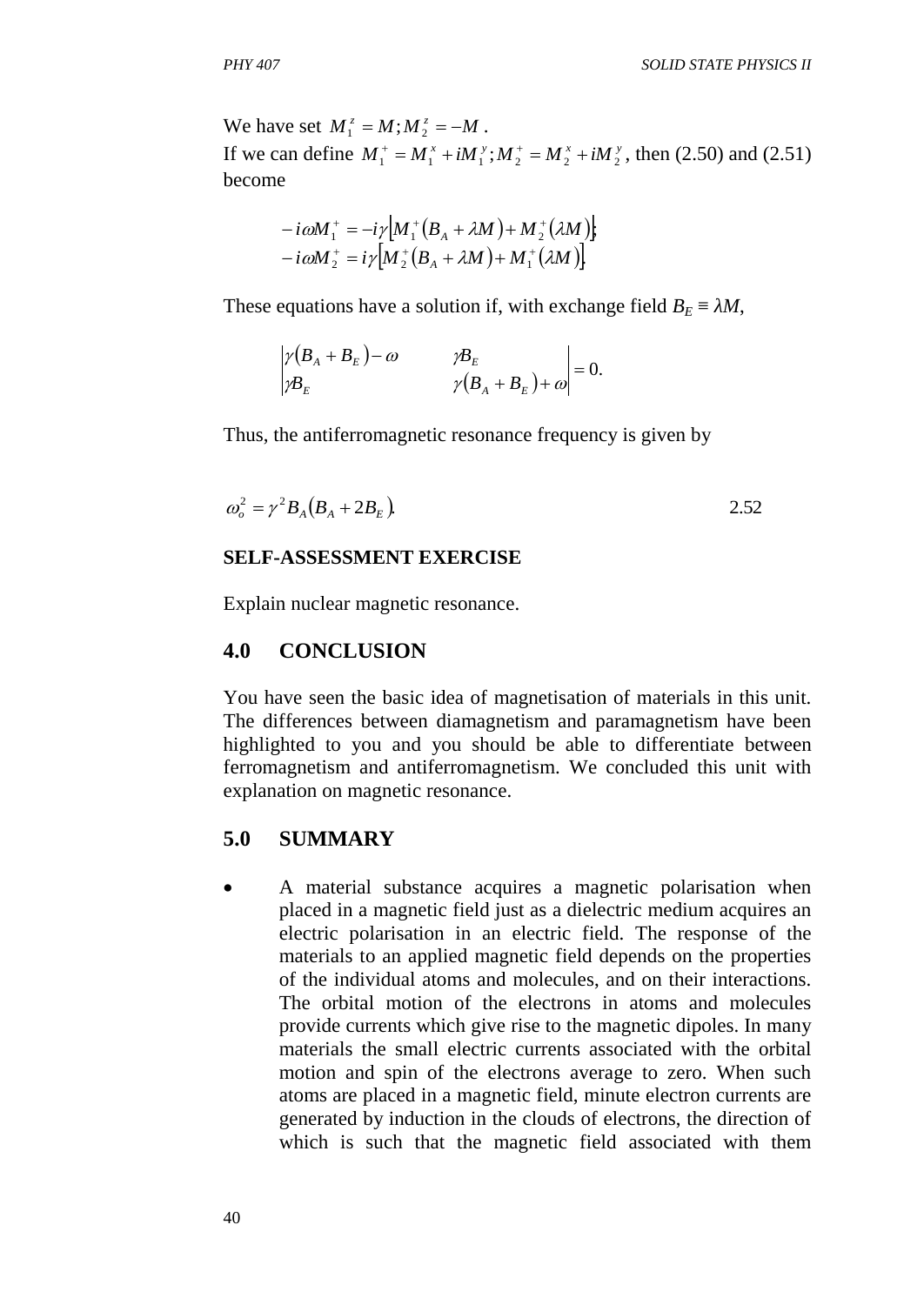We have set $M_1^z = M; M_2^z = -M$.

If we can define $M_1^+ = M_1^x + iM_1^y; M_2^+ = M_2^x + iM_2^y$, then (2.50) and (2.51) become

$$-i\omega M_1^+ = -i\gamma\left[M_1^+\left(B_A + \lambda M\right) + M_2^+\left(\lambda M\right)\right];$$
$$-i\omega M_2^+ = i\gamma\left[M_2^+\left(B_A + \lambda M\right) + M_1^+\left(\lambda M\right)\right].$$

These equations have a solution if, with exchange field $B_E \equiv \lambda M$,

$$\begin{vmatrix} \gamma\left(B_A + B_E\right) - \omega & \gamma B_E \\ \gamma B_E & \gamma\left(B_A + B_E\right) + \omega \end{vmatrix} = 0.$$

Thus, the antiferromagnetic resonance frequency is given by

$$\omega_o^2 = \gamma^2 B_A\left(B_A + 2B_E\right). \qquad 2.52$$

**SELF-ASSESSMENT EXERCISE**

Explain nuclear magnetic resonance.

## 4.0 CONCLUSION

You have seen the basic idea of magnetisation of materials in this unit. The differences between diamagnetism and paramagnetism have been highlighted to you and you should be able to differentiate between ferromagnetism and antiferromagnetism. We concluded this unit with explanation on magnetic resonance.

## 5.0 SUMMARY

- A material substance acquires a magnetic polarisation when placed in a magnetic field just as a dielectric medium acquires an electric polarisation in an electric field. The response of the materials to an applied magnetic field depends on the properties of the individual atoms and molecules, and on their interactions. The orbital motion of the electrons in atoms and molecules provide currents which give rise to the magnetic dipoles. In many materials the small electric currents associated with the orbital motion and spin of the electrons average to zero. When such atoms are placed in a magnetic field, minute electron currents are generated by induction in the clouds of electrons, the direction of which is such that the magnetic field associated with them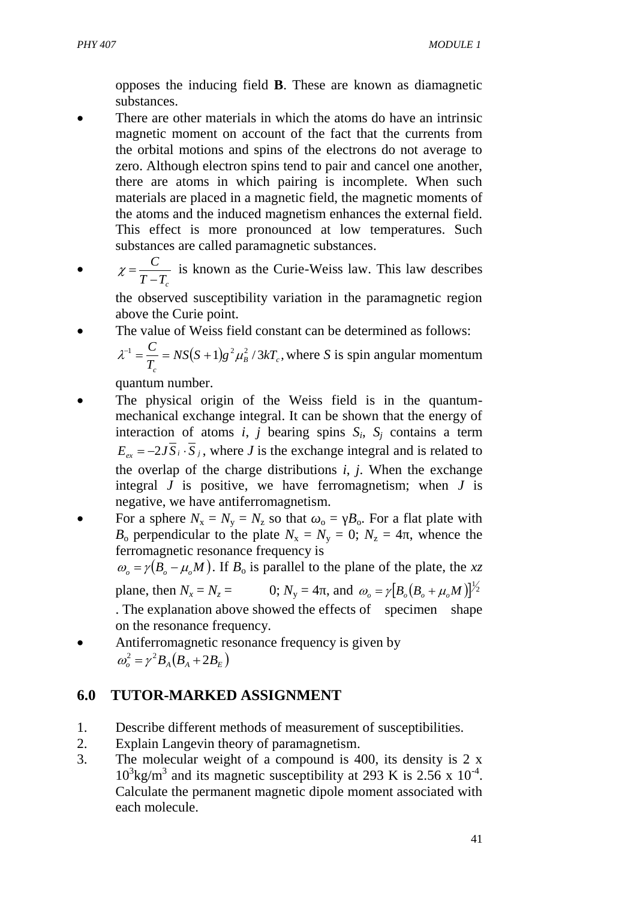opposes the inducing field **B**. These are known as diamagnetic substances.

- There are other materials in which the atoms do have an intrinsic magnetic moment on account of the fact that the currents from the orbital motions and spins of the electrons do not average to zero. Although electron spins tend to pair and cancel one another, there are atoms in which pairing is incomplete. When such materials are placed in a magnetic field, the magnetic moments of the atoms and the induced magnetism enhances the external field. This effect is more pronounced at low temperatures. Such substances are called paramagnetic substances.
- $\chi = \dfrac{C}{T - T_c}$ is known as the Curie-Weiss law. This law describes the observed susceptibility variation in the paramagnetic region above the Curie point.
- The value of Weiss field constant can be determined as follows: $\lambda^{-1} = \dfrac{C}{T_c} = NS(S+1)g^2\mu_B^2 / 3kT_c$, where $S$ is spin angular momentum quantum number.
- The physical origin of the Weiss field is in the quantum-mechanical exchange integral. It can be shown that the energy of interaction of atoms $i$, $j$ bearing spins $S_i$, $S_j$ contains a term $E_{ex} = -2J\overline{S}_i \cdot \overline{S}_j$, where $J$ is the exchange integral and is related to the overlap of the charge distributions $i$, $j$. When the exchange integral $J$ is positive, we have ferromagnetism; when $J$ is negative, we have antiferromagnetism.
- For a sphere $N_x = N_y = N_z$ so that $\omega_o = \gamma B_o$. For a flat plate with $B_o$ perpendicular to the plate $N_x = N_y = 0$; $N_z = 4\pi$, whence the ferromagnetic resonance frequency is $\omega_o = \gamma(B_o - \mu_o M)$. If $B_o$ is parallel to the plane of the plate, the $xz$ plane, then $N_x = N_z =$ 0; $N_y = 4\pi$, and $\omega_o = \gamma[B_o(B_o + \mu_o M)]^{1/2}$. The explanation above showed the effects of specimen shape on the resonance frequency.
- Antiferromagnetic resonance frequency is given by $\omega_o^2 = \gamma^2 B_A(B_A + 2B_E)$

## 6.0 TUTOR-MARKED ASSIGNMENT

1. Describe different methods of measurement of susceptibilities.
2. Explain Langevin theory of paramagnetism.
3. The molecular weight of a compound is 400, its density is $2 \times 10^3$ kg/m$^3$ and its magnetic susceptibility at 293 K is $2.56 \times 10^{-4}$. Calculate the permanent magnetic dipole moment associated with each molecule.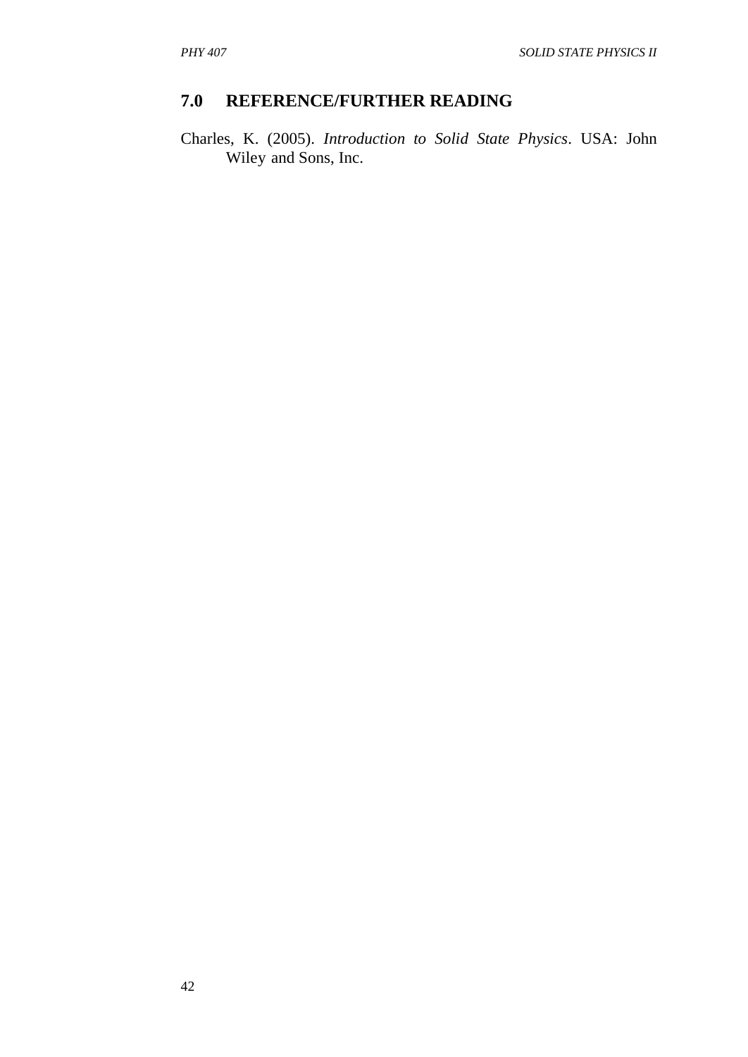## 7.0 REFERENCE/FURTHER READING

Charles, K. (2005). *Introduction to Solid State Physics*. USA: John Wiley and Sons, Inc.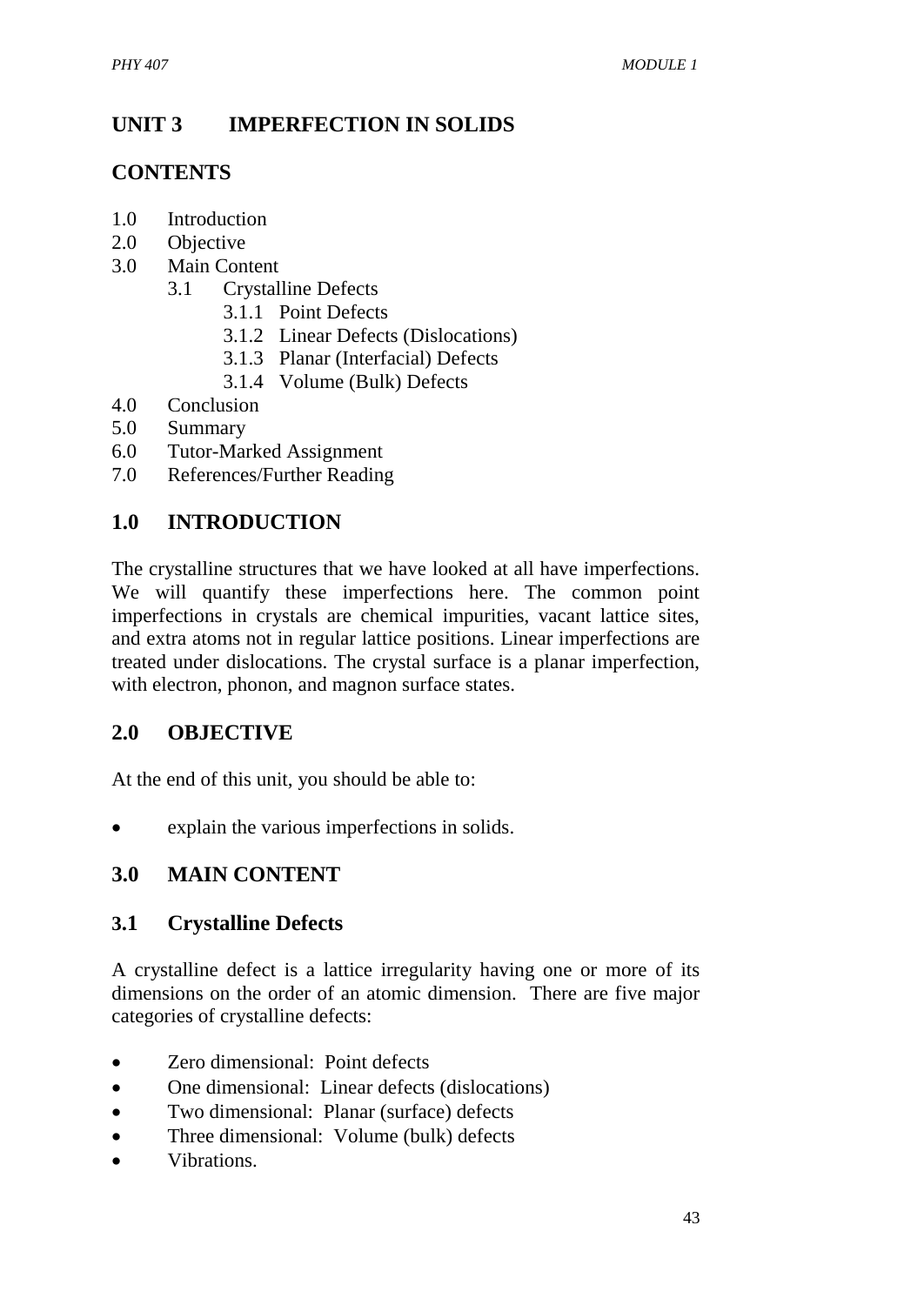## UNIT 3 IMPERFECTION IN SOLIDS

## CONTENTS

- 1.0 Introduction
- 2.0 Objective
- 3.0 Main Content
    - 3.1 Crystalline Defects
        - 3.1.1 Point Defects
        - 3.1.2 Linear Defects (Dislocations)
        - 3.1.3 Planar (Interfacial) Defects
        - 3.1.4 Volume (Bulk) Defects
- 4.0 Conclusion
- 5.0 Summary
- 6.0 Tutor-Marked Assignment
- 7.0 References/Further Reading

## 1.0 INTRODUCTION

The crystalline structures that we have looked at all have imperfections. We will quantify these imperfections here. The common point imperfections in crystals are chemical impurities, vacant lattice sites, and extra atoms not in regular lattice positions. Linear imperfections are treated under dislocations. The crystal surface is a planar imperfection, with electron, phonon, and magnon surface states.

## 2.0 OBJECTIVE

At the end of this unit, you should be able to:

- explain the various imperfections in solids.

## 3.0 MAIN CONTENT

### 3.1 Crystalline Defects

A crystalline defect is a lattice irregularity having one or more of its dimensions on the order of an atomic dimension. There are five major categories of crystalline defects:

- Zero dimensional: Point defects
- One dimensional: Linear defects (dislocations)
- Two dimensional: Planar (surface) defects
- Three dimensional: Volume (bulk) defects
- Vibrations.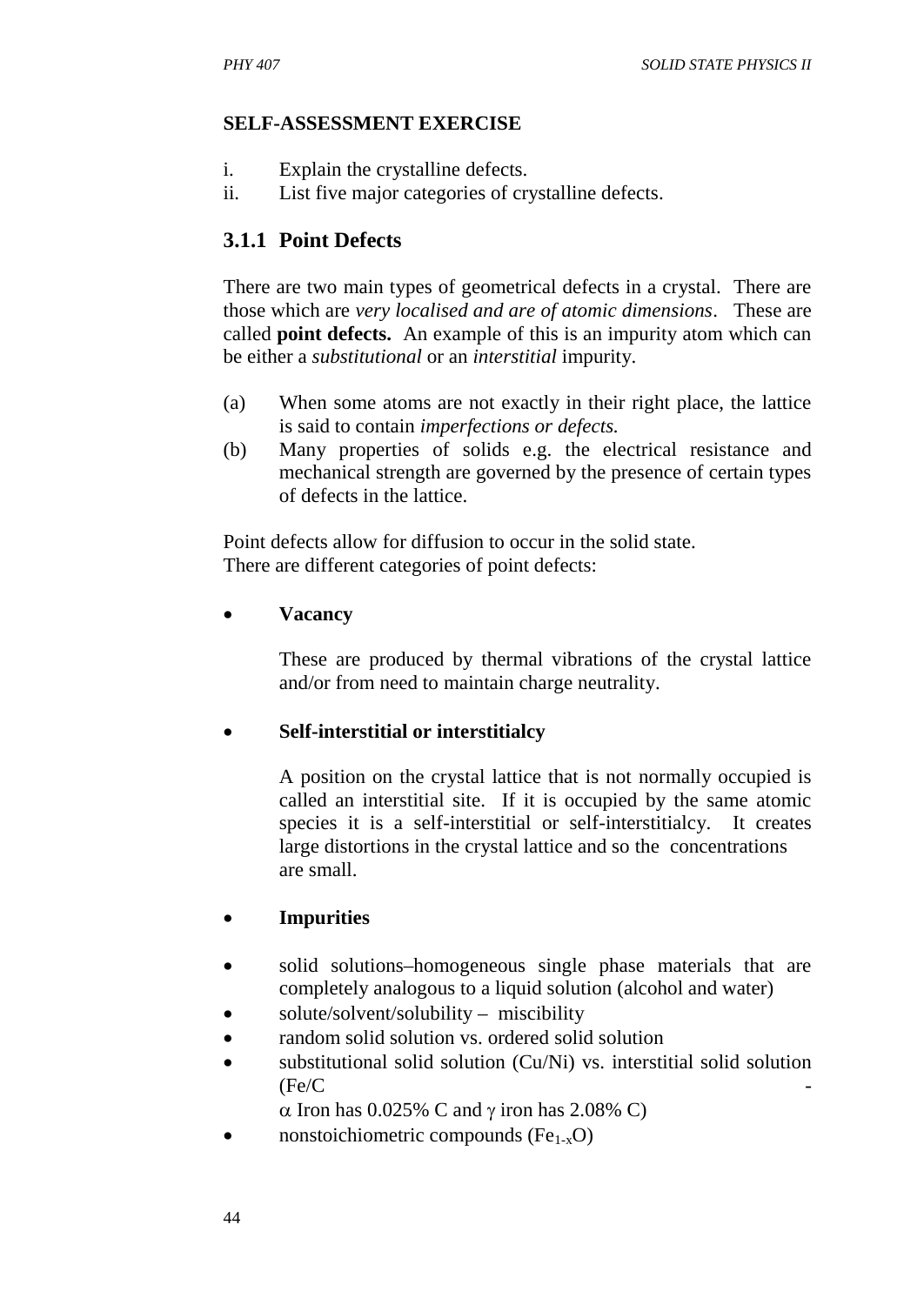**SELF-ASSESSMENT EXERCISE**

i. Explain the crystalline defects.
ii. List five major categories of crystalline defects.

### 3.1.1 Point Defects

There are two main types of geometrical defects in a crystal. There are those which are *very localised and are of atomic dimensions*. These are called **point defects.** An example of this is an impurity atom which can be either a *substitutional* or an *interstitial* impurity.

(a) When some atoms are not exactly in their right place, the lattice is said to contain *imperfections or defects.*
(b) Many properties of solids e.g. the electrical resistance and mechanical strength are governed by the presence of certain types of defects in the lattice.

Point defects allow for diffusion to occur in the solid state.
There are different categories of point defects:

- **Vacancy**

  These are produced by thermal vibrations of the crystal lattice and/or from need to maintain charge neutrality.

- **Self-interstitial or interstitialcy**

  A position on the crystal lattice that is not normally occupied is called an interstitial site. If it is occupied by the same atomic species it is a self-interstitial or self-interstitialcy. It creates large distortions in the crystal lattice and so the concentrations are small.

- **Impurities**

- solid solutions–homogeneous single phase materials that are completely analogous to a liquid solution (alcohol and water)
- solute/solvent/solubility – miscibility
- random solid solution vs. ordered solid solution
- substitutional solid solution (Cu/Ni) vs. interstitial solid solution (Fe/C -
  $\alpha$ Iron has 0.025% C and $\gamma$ iron has 2.08% C)
- nonstoichiometric compounds ($Fe_{1-x}O$)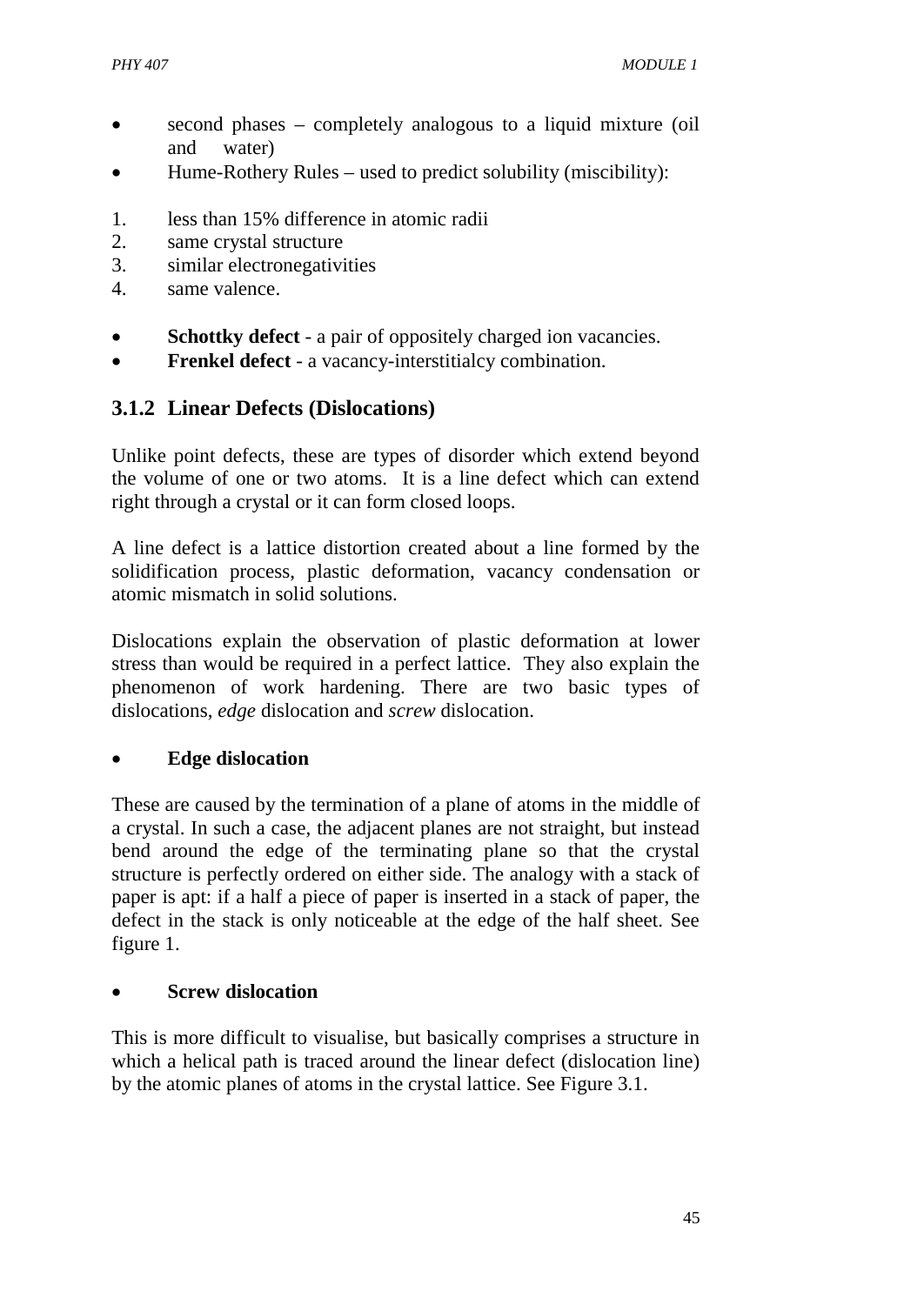- second phases – completely analogous to a liquid mixture (oil and water)
- Hume-Rothery Rules – used to predict solubility (miscibility):

1. less than 15% difference in atomic radii
2. same crystal structure
3. similar electronegativities
4. same valence.

- **Schottky defect** - a pair of oppositely charged ion vacancies.
- **Frenkel defect** - a vacancy-interstitialcy combination.

### 3.1.2 Linear Defects (Dislocations)

Unlike point defects, these are types of disorder which extend beyond the volume of one or two atoms. It is a line defect which can extend right through a crystal or it can form closed loops.

A line defect is a lattice distortion created about a line formed by the solidification process, plastic deformation, vacancy condensation or atomic mismatch in solid solutions.

Dislocations explain the observation of plastic deformation at lower stress than would be required in a perfect lattice. They also explain the phenomenon of work hardening. There are two basic types of dislocations, *edge* dislocation and *screw* dislocation.

- **Edge dislocation**

These are caused by the termination of a plane of atoms in the middle of a crystal. In such a case, the adjacent planes are not straight, but instead bend around the edge of the terminating plane so that the crystal structure is perfectly ordered on either side. The analogy with a stack of paper is apt: if a half a piece of paper is inserted in a stack of paper, the defect in the stack is only noticeable at the edge of the half sheet. See figure 1.

- **Screw dislocation**

This is more difficult to visualise, but basically comprises a structure in which a helical path is traced around the linear defect (dislocation line) by the atomic planes of atoms in the crystal lattice. See Figure 3.1.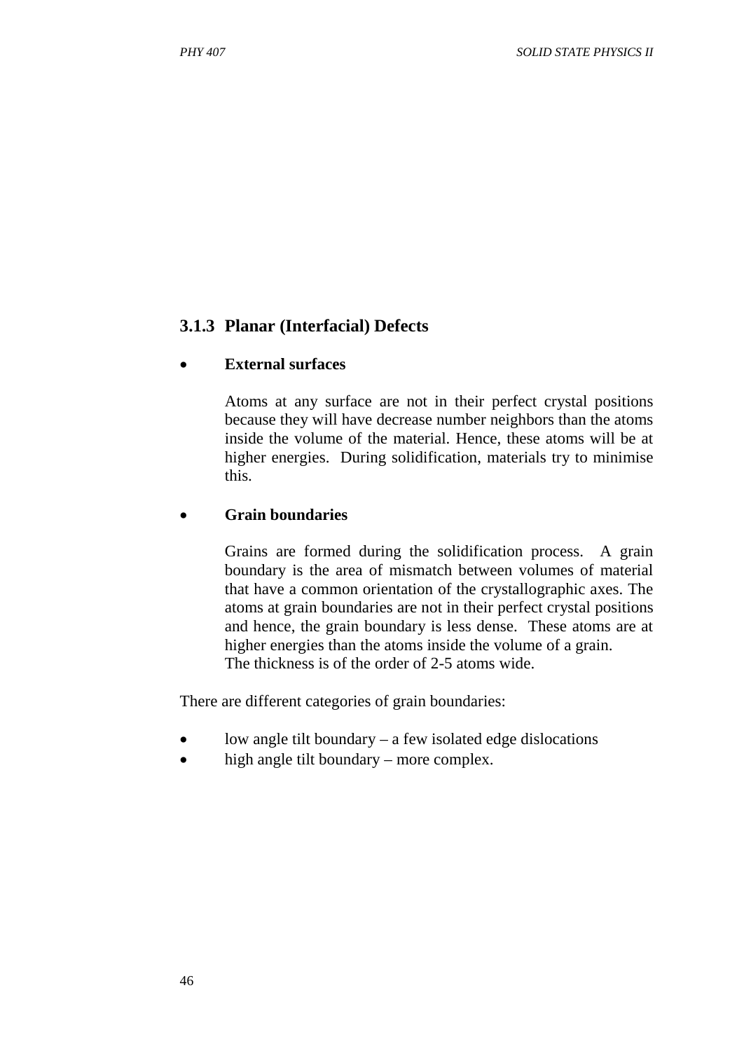### 3.1.3 Planar (Interfacial) Defects

- **External surfaces**

  Atoms at any surface are not in their perfect crystal positions because they will have decrease number neighbors than the atoms inside the volume of the material. Hence, these atoms will be at higher energies. During solidification, materials try to minimise this.

- **Grain boundaries**

  Grains are formed during the solidification process. A grain boundary is the area of mismatch between volumes of material that have a common orientation of the crystallographic axes. The atoms at grain boundaries are not in their perfect crystal positions and hence, the grain boundary is less dense. These atoms are at higher energies than the atoms inside the volume of a grain.
  The thickness is of the order of 2-5 atoms wide.

There are different categories of grain boundaries:

- low angle tilt boundary – a few isolated edge dislocations
- high angle tilt boundary – more complex.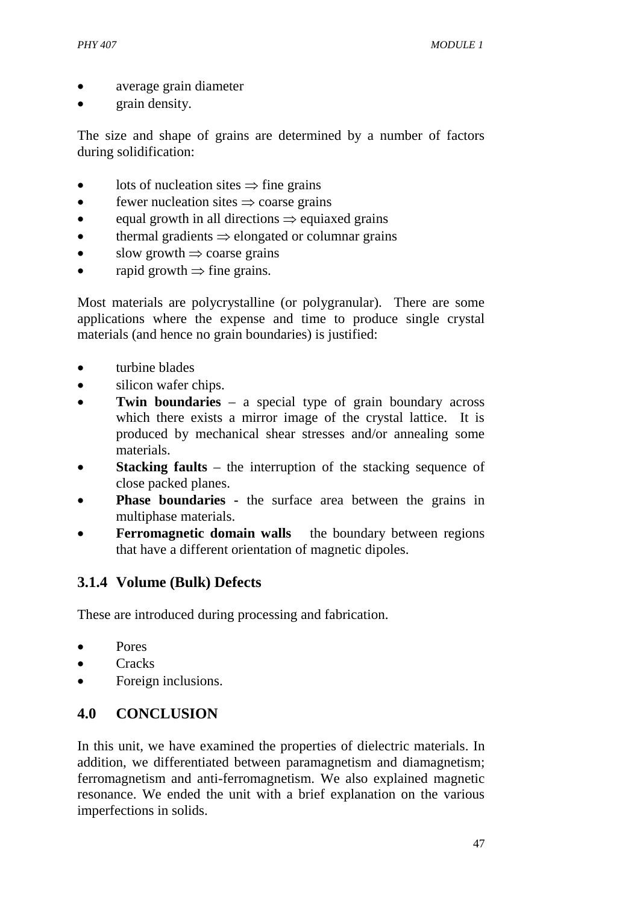- average grain diameter
- grain density.

The size and shape of grains are determined by a number of factors during solidification:

- lots of nucleation sites $\Rightarrow$ fine grains
- fewer nucleation sites $\Rightarrow$ coarse grains
- equal growth in all directions $\Rightarrow$ equiaxed grains
- thermal gradients $\Rightarrow$ elongated or columnar grains
- slow growth $\Rightarrow$ coarse grains
- rapid growth $\Rightarrow$ fine grains.

Most materials are polycrystalline (or polygranular). There are some applications where the expense and time to produce single crystal materials (and hence no grain boundaries) is justified:

- turbine blades
- silicon wafer chips.
- **Twin boundaries** – a special type of grain boundary across which there exists a mirror image of the crystal lattice. It is produced by mechanical shear stresses and/or annealing some materials.
- **Stacking faults** – the interruption of the stacking sequence of close packed planes.
- **Phase boundaries** - the surface area between the grains in multiphase materials.
- **Ferromagnetic domain walls** the boundary between regions that have a different orientation of magnetic dipoles.

### 3.1.4 Volume (Bulk) Defects

These are introduced during processing and fabrication.

- Pores
- Cracks
- Foreign inclusions.

## 4.0 CONCLUSION

In this unit, we have examined the properties of dielectric materials. In addition, we differentiated between paramagnetism and diamagnetism; ferromagnetism and anti-ferromagnetism. We also explained magnetic resonance. We ended the unit with a brief explanation on the various imperfections in solids.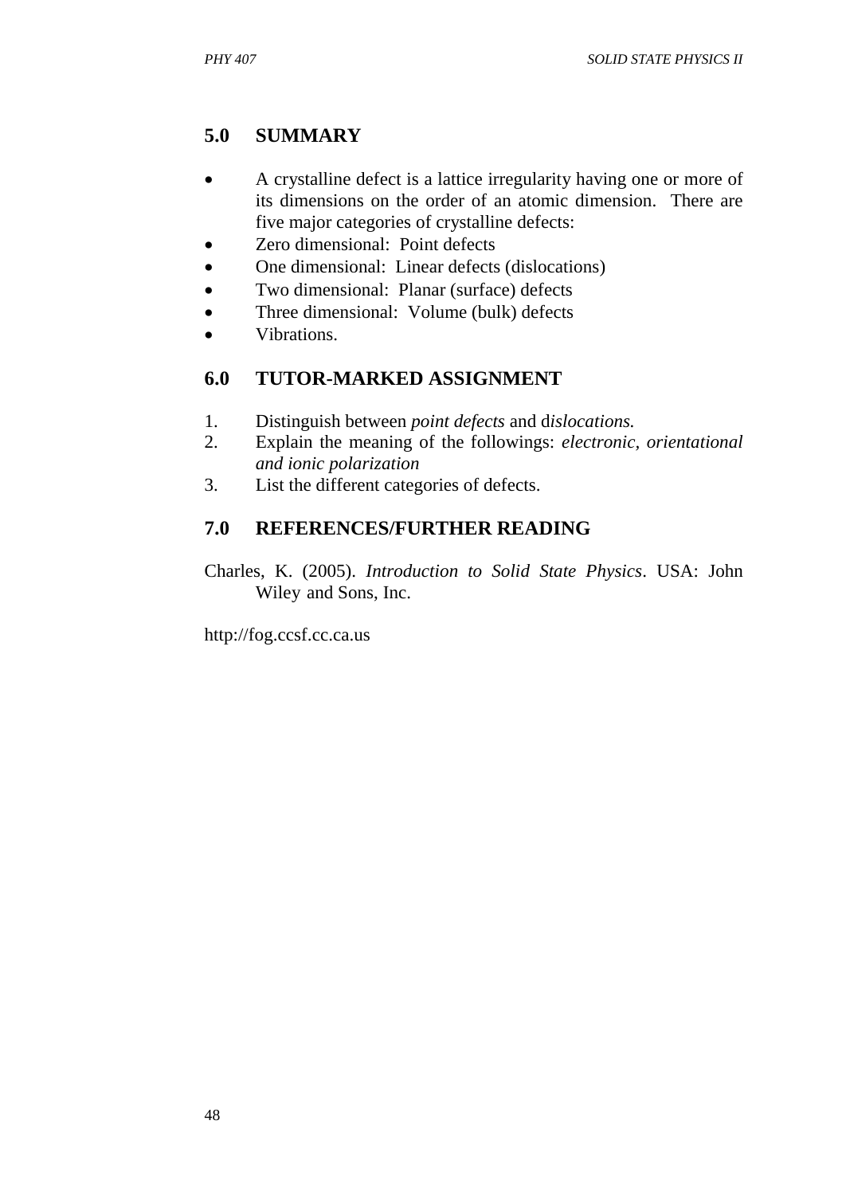## 5.0 SUMMARY

- A crystalline defect is a lattice irregularity having one or more of its dimensions on the order of an atomic dimension. There are five major categories of crystalline defects:
- Zero dimensional: Point defects
- One dimensional: Linear defects (dislocations)
- Two dimensional: Planar (surface) defects
- Three dimensional: Volume (bulk) defects
- Vibrations.

## 6.0 TUTOR-MARKED ASSIGNMENT

1. Distinguish between *point defects* and d*islocations.*
2. Explain the meaning of the followings: *electronic, orientational and ionic polarization*
3. List the different categories of defects.

## 7.0 REFERENCES/FURTHER READING

Charles, K. (2005). *Introduction to Solid State Physics*. USA: John Wiley and Sons, Inc.

http://fog.ccsf.cc.ca.us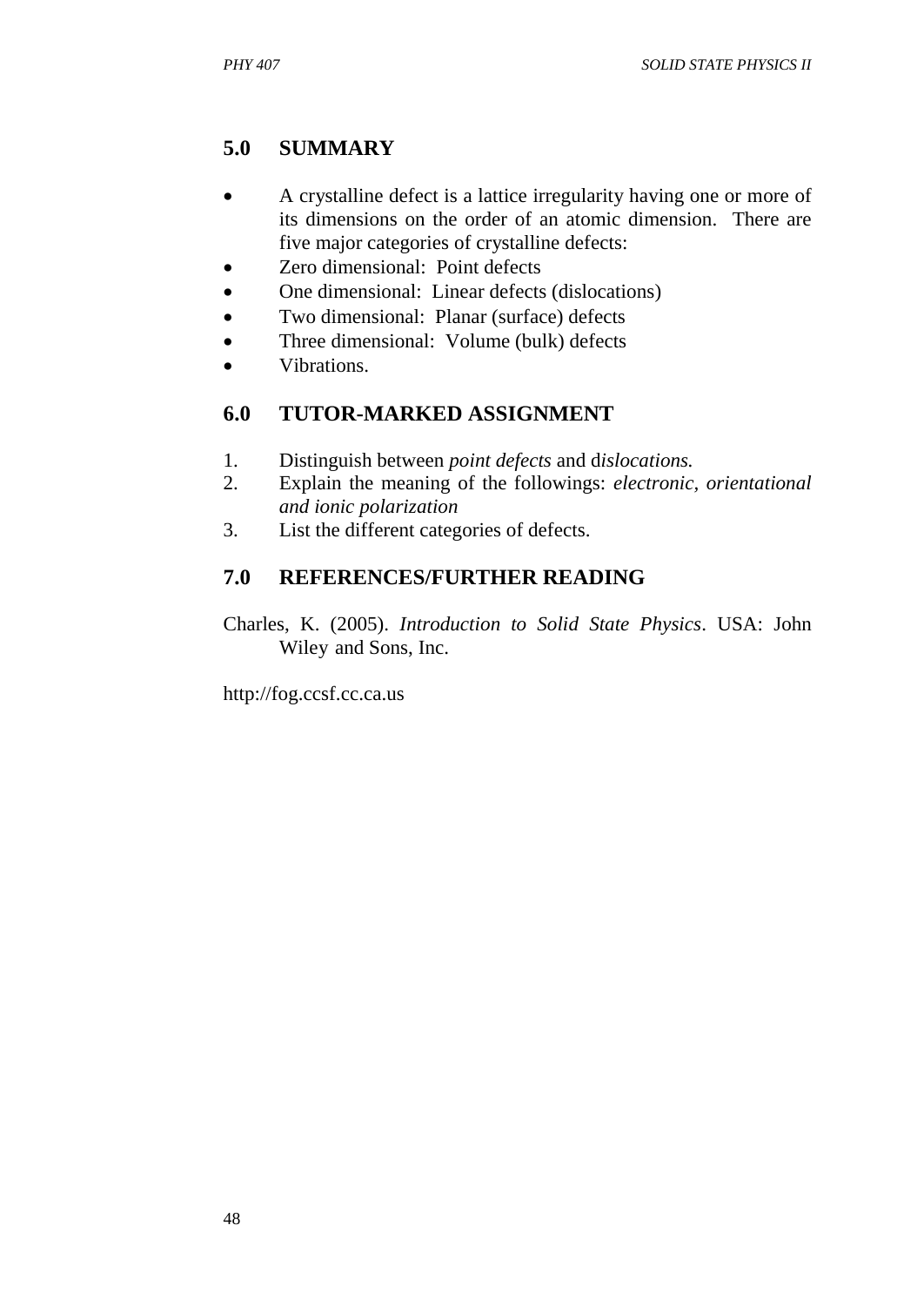## 5.0 SUMMARY

- A crystalline defect is a lattice irregularity having one or more of its dimensions on the order of an atomic dimension. There are five major categories of crystalline defects:
- Zero dimensional: Point defects
- One dimensional: Linear defects (dislocations)
- Two dimensional: Planar (surface) defects
- Three dimensional: Volume (bulk) defects
- Vibrations.

## 6.0 TUTOR-MARKED ASSIGNMENT

1. Distinguish between *point defects* and d*islocations.*
2. Explain the meaning of the followings: *electronic, orientational and ionic polarization*
3. List the different categories of defects.

## 7.0 REFERENCES/FURTHER READING

Charles, K. (2005). *Introduction to Solid State Physics*. USA: John Wiley and Sons, Inc.

http://fog.ccsf.cc.ca.us